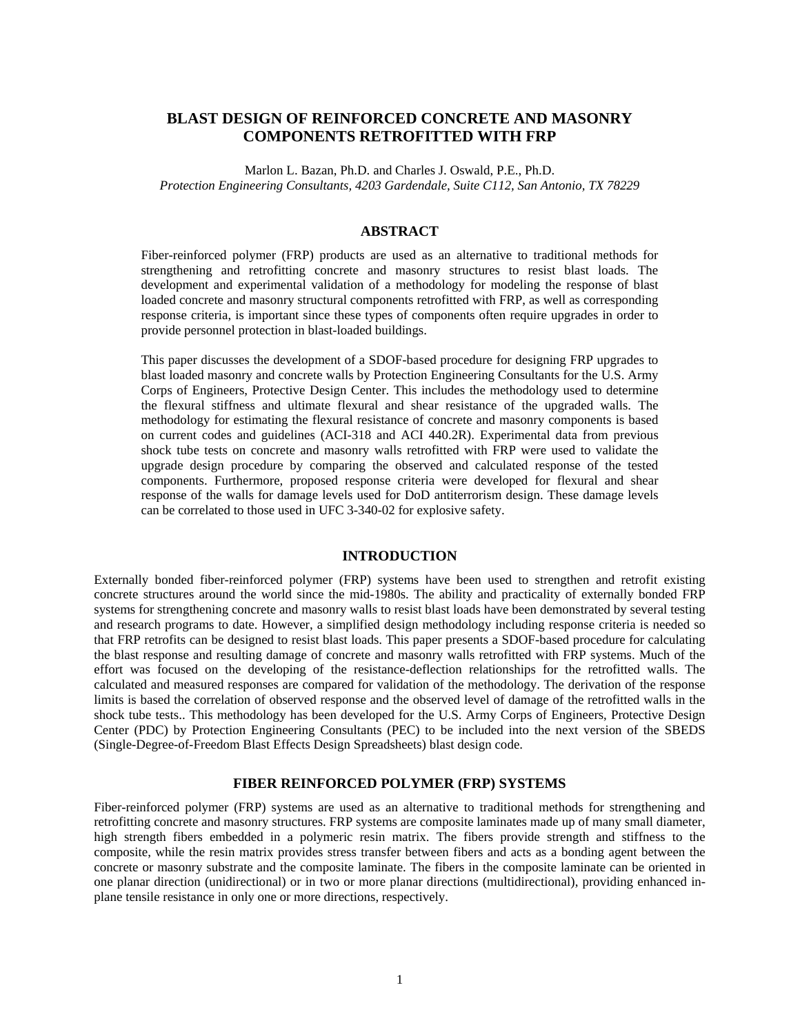# BLAST DESIGN OF REINFORCED CONCRETE AND MASONRY COMPONENTS RETROFITTED WITH FRP

Marlon L. Bazan, Ph.D. and Charles J. Oswald, P.E., Ph.D.

*Protection Engineering Consultants, 4203 Gardendale, Suite C112, San Antonio, TX 78229*

## ABSTRACT

Fiber-reinforced polymer (FRP) products are used as an alternative to traditional methods for strengthening and retrofitting concrete and masonry structures to resist blast loads. The development and experimental validation of a methodology for modeling the response of blast loaded concrete and masonry structural components retrofitted with FRP, as well as corresponding response criteria, is important since these types of components often require upgrades in order to provide personnel protection in blast-loaded buildings.

This paper discusses the development of a SDOF-based procedure for designing FRP upgrades to blast loaded masonry and concrete walls by Protection Engineering Consultants for the U.S. Army Corps of Engineers, Protective Design Center. This includes the methodology used to determine the flexural stiffness and ultimate flexural and shear resistance of the upgraded walls. The methodology for estimating the flexural resistance of concrete and masonry components is based on current codes and guidelines (ACI-318 and ACI 440.2R). Experimental data from previous shock tube tests on concrete and masonry walls retrofitted with FRP were used to validate the upgrade design procedure by comparing the observed and calculated response of the tested components. Furthermore, proposed response criteria were developed for flexural and shear response of the walls for damage levels used for DoD antiterrorism design. These damage levels can be correlated to those used in UFC 3-340-02 for explosive safety.

## INTRODUCTION

Externally bonded fiber-reinforced polymer (FRP) systems have been used to strengthen and retrofit existing concrete structures around the world since the mid-1980s. The ability and practicality of externally bonded FRP systems for strengthening concrete and masonry walls to resist blast loads have been demonstrated by several testing and research programs to date. However, a simplified design methodology including response criteria is needed so that FRP retrofits can be designed to resist blast loads. This paper presents a SDOF-based procedure for calculating the blast response and resulting damage of concrete and masonry walls retrofitted with FRP systems. Much of the effort was focused on the developing of the resistance-deflection relationships for the retrofitted walls. The calculated and measured responses are compared for validation of the methodology. The derivation of the response limits is based the correlation of observed response and the observed level of damage of the retrofitted walls in the shock tube tests.. This methodology has been developed for the U.S. Army Corps of Engineers, Protective Design Center (PDC) by Protection Engineering Consultants (PEC) to be included into the next version of the SBEDS (Single-Degree-of-Freedom Blast Effects Design Spreadsheets) blast design code.

## FIBER REINFORCED POLYMER (FRP) SYSTEMS

Fiber-reinforced polymer (FRP) systems are used as an alternative to traditional methods for strengthening and retrofitting concrete and masonry structures. FRP systems are composite laminates made up of many small diameter, high strength fibers embedded in a polymeric resin matrix. The fibers provide strength and stiffness to the composite, while the resin matrix provides stress transfer between fibers and acts as a bonding agent between the concrete or masonry substrate and the composite laminate. The fibers in the composite laminate can be oriented in one planar direction (unidirectional) or in two or more planar directions (multidirectional), providing enhanced in-plane tensile resistance in only one or more directions, respectively.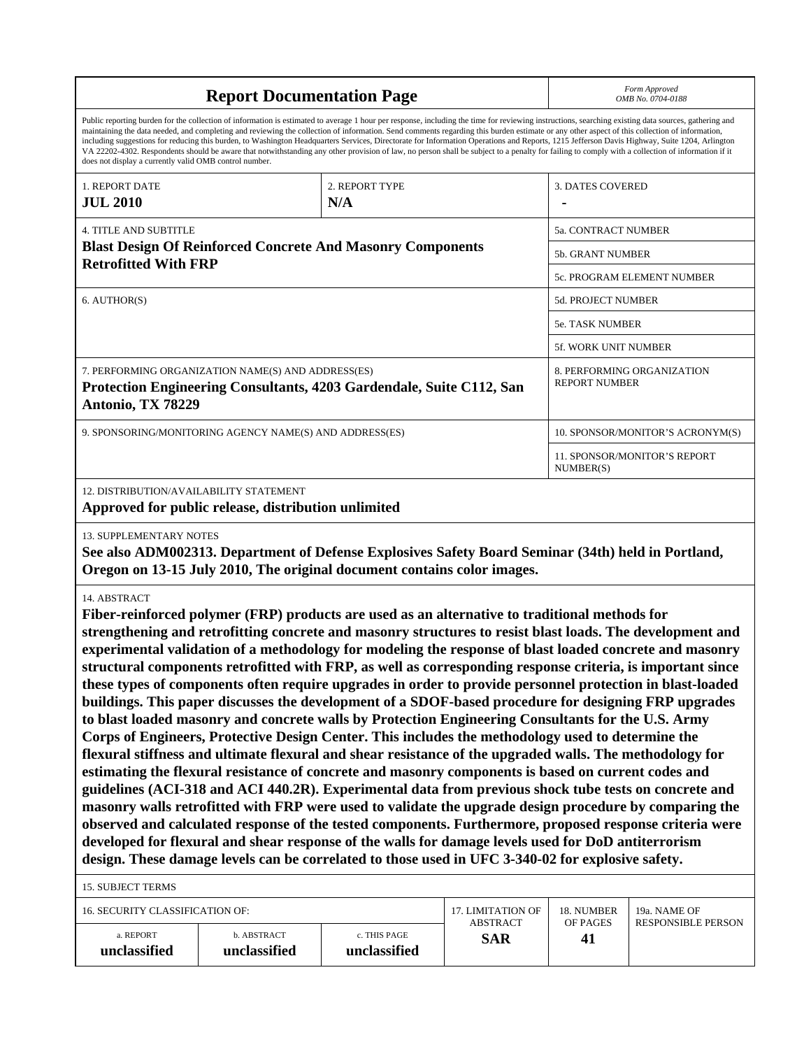# Report Documentation Page

*Form Approved*
*OMB No. 0704-0188*

Public reporting burden for the collection of information is estimated to average 1 hour per response, including the time for reviewing instructions, searching existing data sources, gathering and maintaining the data needed, and completing and reviewing the collection of information. Send comments regarding this burden estimate or any other aspect of this collection of information, including suggestions for reducing this burden, to Washington Headquarters Services, Directorate for Information Operations and Reports, 1215 Jefferson Davis Highway, Suite 1204, Arlington VA 22202-4302. Respondents should be aware that notwithstanding any other provision of law, no person shall be subject to a penalty for failing to comply with a collection of information if it does not display a currently valid OMB control number.

| 1. REPORT DATE | 2. REPORT TYPE | 3. DATES COVERED |
|---|---|---|
| **JUL 2010** | **N/A** | **-** |

**4. TITLE AND SUBTITLE**
**Blast Design Of Reinforced Concrete And Masonry Components Retrofitted With FRP**

5a. CONTRACT NUMBER

5b. GRANT NUMBER

5c. PROGRAM ELEMENT NUMBER

6. AUTHOR(S)

5d. PROJECT NUMBER

5e. TASK NUMBER

5f. WORK UNIT NUMBER

7. PERFORMING ORGANIZATION NAME(S) AND ADDRESS(ES)
**Protection Engineering Consultants, 4203 Gardendale, Suite C112, San Antonio, TX 78229**

8. PERFORMING ORGANIZATION REPORT NUMBER

9. SPONSORING/MONITORING AGENCY NAME(S) AND ADDRESS(ES)

10. SPONSOR/MONITOR'S ACRONYM(S)

11. SPONSOR/MONITOR'S REPORT NUMBER(S)

12. DISTRIBUTION/AVAILABILITY STATEMENT
**Approved for public release, distribution unlimited**

13. SUPPLEMENTARY NOTES
**See also ADM002313. Department of Defense Explosives Safety Board Seminar (34th) held in Portland, Oregon on 13-15 July 2010, The original document contains color images.**

14. ABSTRACT
**Fiber-reinforced polymer (FRP) products are used as an alternative to traditional methods for strengthening and retrofitting concrete and masonry structures to resist blast loads. The development and experimental validation of a methodology for modeling the response of blast loaded concrete and masonry structural components retrofitted with FRP, as well as corresponding response criteria, is important since these types of components often require upgrades in order to provide personnel protection in blast-loaded buildings. This paper discusses the development of a SDOF-based procedure for designing FRP upgrades to blast loaded masonry and concrete walls by Protection Engineering Consultants for the U.S. Army Corps of Engineers, Protective Design Center. This includes the methodology used to determine the flexural stiffness and ultimate flexural and shear resistance of the upgraded walls. The methodology for estimating the flexural resistance of concrete and masonry components is based on current codes and guidelines (ACI-318 and ACI 440.2R). Experimental data from previous shock tube tests on concrete and masonry walls retrofitted with FRP were used to validate the upgrade design procedure by comparing the observed and calculated response of the tested components. Furthermore, proposed response criteria were developed for flexural and shear response of the walls for damage levels used for DoD antiterrorism design. These damage levels can be correlated to those used in UFC 3-340-02 for explosive safety.**

15. SUBJECT TERMS

| 16. SECURITY CLASSIFICATION OF: | | | 17. LIMITATION OF ABSTRACT | 18. NUMBER OF PAGES | 19a. NAME OF RESPONSIBLE PERSON |
|---|---|---|---|---|---|
| a. REPORT | b. ABSTRACT | c. THIS PAGE | | | |
| **unclassified** | **unclassified** | **unclassified** | **SAR** | **41** | |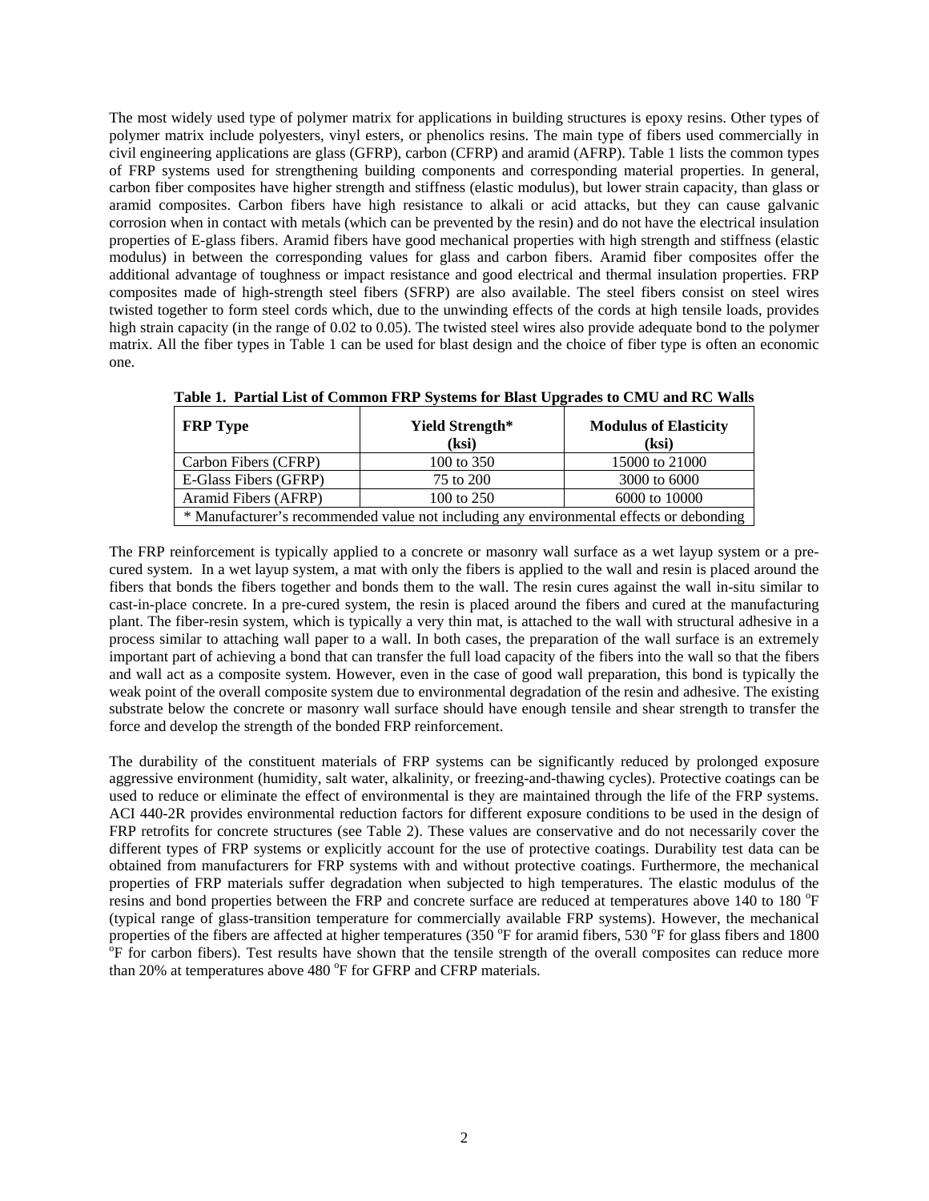The most widely used type of polymer matrix for applications in building structures is epoxy resins. Other types of polymer matrix include polyesters, vinyl esters, or phenolics resins. The main type of fibers used commercially in civil engineering applications are glass (GFRP), carbon (CFRP) and aramid (AFRP). Table 1 lists the common types of FRP systems used for strengthening building components and corresponding material properties. In general, carbon fiber composites have higher strength and stiffness (elastic modulus), but lower strain capacity, than glass or aramid composites. Carbon fibers have high resistance to alkali or acid attacks, but they can cause galvanic corrosion when in contact with metals (which can be prevented by the resin) and do not have the electrical insulation properties of E-glass fibers. Aramid fibers have good mechanical properties with high strength and stiffness (elastic modulus) in between the corresponding values for glass and carbon fibers. Aramid fiber composites offer the additional advantage of toughness or impact resistance and good electrical and thermal insulation properties. FRP composites made of high-strength steel fibers (SFRP) are also available. The steel fibers consist on steel wires twisted together to form steel cords which, due to the unwinding effects of the cords at high tensile loads, provides high strain capacity (in the range of 0.02 to 0.05). The twisted steel wires also provide adequate bond to the polymer matrix. All the fiber types in Table 1 can be used for blast design and the choice of fiber type is often an economic one.

**Table 1. Partial List of Common FRP Systems for Blast Upgrades to CMU and RC Walls**

| FRP Type | Yield Strength* (ksi) | Modulus of Elasticity (ksi) |
|---|---|---|
| Carbon Fibers (CFRP) | 100 to 350 | 15000 to 21000 |
| E-Glass Fibers (GFRP) | 75 to 200 | 3000 to 6000 |
| Aramid Fibers (AFRP) | 100 to 250 | 6000 to 10000 |
| * Manufacturer's recommended value not including any environmental effects or debonding | | |

The FRP reinforcement is typically applied to a concrete or masonry wall surface as a wet layup system or a pre-cured system. In a wet layup system, a mat with only the fibers is applied to the wall and resin is placed around the fibers that bonds the fibers together and bonds them to the wall. The resin cures against the wall in-situ similar to cast-in-place concrete. In a pre-cured system, the resin is placed around the fibers and cured at the manufacturing plant. The fiber-resin system, which is typically a very thin mat, is attached to the wall with structural adhesive in a process similar to attaching wall paper to a wall. In both cases, the preparation of the wall surface is an extremely important part of achieving a bond that can transfer the full load capacity of the fibers into the wall so that the fibers and wall act as a composite system. However, even in the case of good wall preparation, this bond is typically the weak point of the overall composite system due to environmental degradation of the resin and adhesive. The existing substrate below the concrete or masonry wall surface should have enough tensile and shear strength to transfer the force and develop the strength of the bonded FRP reinforcement.

The durability of the constituent materials of FRP systems can be significantly reduced by prolonged exposure aggressive environment (humidity, salt water, alkalinity, or freezing-and-thawing cycles). Protective coatings can be used to reduce or eliminate the effect of environmental is they are maintained through the life of the FRP systems. ACI 440-2R provides environmental reduction factors for different exposure conditions to be used in the design of FRP retrofits for concrete structures (see Table 2). These values are conservative and do not necessarily cover the different types of FRP systems or explicitly account for the use of protective coatings. Durability test data can be obtained from manufacturers for FRP systems with and without protective coatings. Furthermore, the mechanical properties of FRP materials suffer degradation when subjected to high temperatures. The elastic modulus of the resins and bond properties between the FRP and concrete surface are reduced at temperatures above 140 to 180 $^{o}$F (typical range of glass-transition temperature for commercially available FRP systems). However, the mechanical properties of the fibers are affected at higher temperatures (350 $^{o}$F for aramid fibers, 530 $^{o}$F for glass fibers and 1800 $^{o}$F for carbon fibers). Test results have shown that the tensile strength of the overall composites can reduce more than 20% at temperatures above 480 $^{o}$F for GFRP and CFRP materials.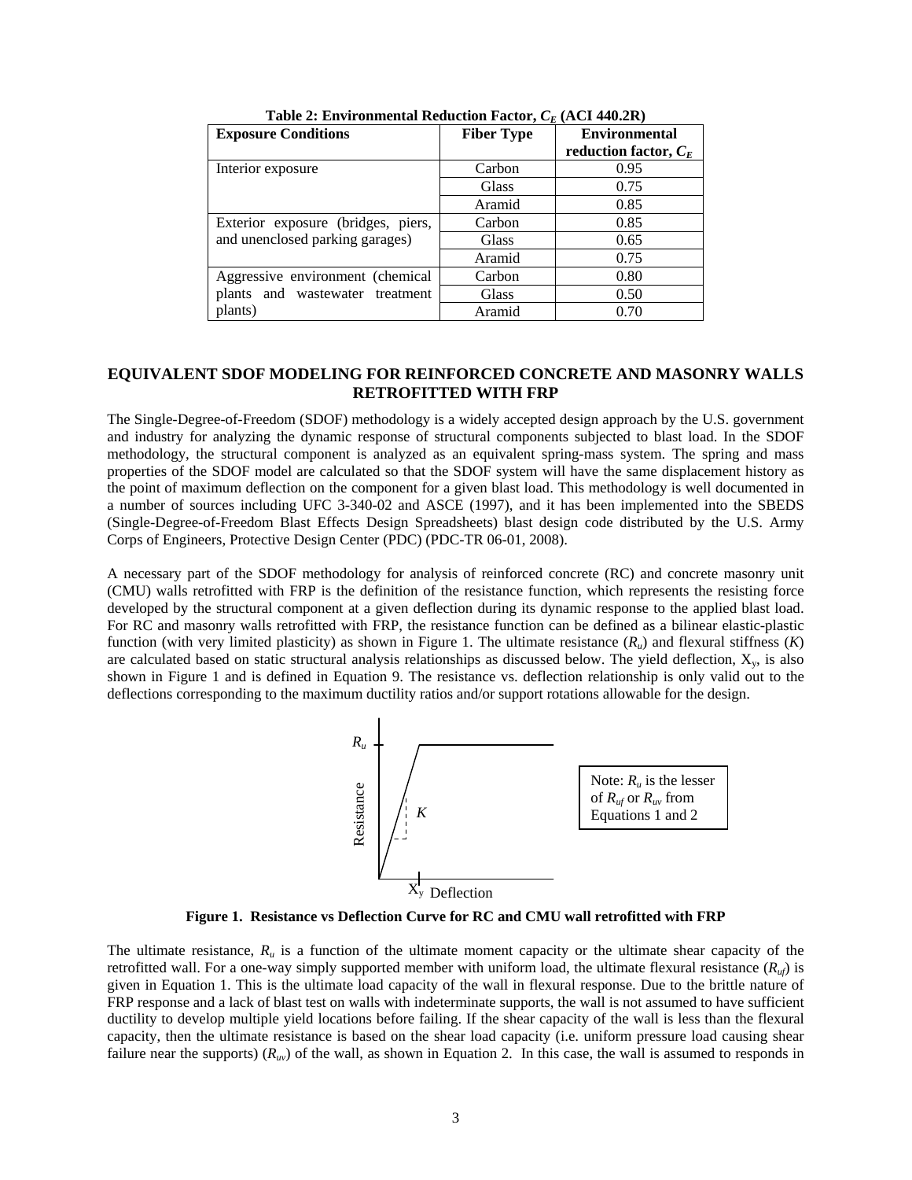**Table 2: Environmental Reduction Factor, $C_E$ (ACI 440.2R)**

| Exposure Conditions | Fiber Type | Environmental reduction factor, $C_E$ |
|---|---|---|
| Interior exposure | Carbon | 0.95 |
| | Glass | 0.75 |
| | Aramid | 0.85 |
| Exterior exposure (bridges, piers, and unenclosed parking garages) | Carbon | 0.85 |
| | Glass | 0.65 |
| | Aramid | 0.75 |
| Aggressive environment (chemical plants and wastewater treatment plants) | Carbon | 0.80 |
| | Glass | 0.50 |
| | Aramid | 0.70 |

## EQUIVALENT SDOF MODELING FOR REINFORCED CONCRETE AND MASONRY WALLS RETROFITTED WITH FRP

The Single-Degree-of-Freedom (SDOF) methodology is a widely accepted design approach by the U.S. government and industry for analyzing the dynamic response of structural components subjected to blast load. In the SDOF methodology, the structural component is analyzed as an equivalent spring-mass system. The spring and mass properties of the SDOF model are calculated so that the SDOF system will have the same displacement history as the point of maximum deflection on the component for a given blast load. This methodology is well documented in a number of sources including UFC 3-340-02 and ASCE (1997), and it has been implemented into the SBEDS (Single-Degree-of-Freedom Blast Effects Design Spreadsheets) blast design code distributed by the U.S. Army Corps of Engineers, Protective Design Center (PDC) (PDC-TR 06-01, 2008).

A necessary part of the SDOF methodology for analysis of reinforced concrete (RC) and concrete masonry unit (CMU) walls retrofitted with FRP is the definition of the resistance function, which represents the resisting force developed by the structural component at a given deflection during its dynamic response to the applied blast load. For RC and masonry walls retrofitted with FRP, the resistance function can be defined as a bilinear elastic-plastic function (with very limited plasticity) as shown in Figure 1. The ultimate resistance ($R_u$) and flexural stiffness ($K$) are calculated based on static structural analysis relationships as discussed below. The yield deflection, $X_y$, is also shown in Figure 1 and is defined in Equation 9. The resistance vs. deflection relationship is only valid out to the deflections corresponding to the maximum ductility ratios and/or support rotations allowable for the design.

Note: $R_u$ is the lesser of $R_{uf}$ or $R_{uv}$ from Equations 1 and 2

**Figure 1. Resistance vs Deflection Curve for RC and CMU wall retrofitted with FRP**

The ultimate resistance, $R_u$ is a function of the ultimate moment capacity or the ultimate shear capacity of the retrofitted wall. For a one-way simply supported member with uniform load, the ultimate flexural resistance ($R_{uf}$) is given in Equation 1. This is the ultimate load capacity of the wall in flexural response. Due to the brittle nature of FRP response and a lack of blast test on walls with indeterminate supports, the wall is not assumed to have sufficient ductility to develop multiple yield locations before failing. If the shear capacity of the wall is less than the flexural capacity, then the ultimate resistance is based on the shear load capacity (i.e. uniform pressure load causing shear failure near the supports) ($R_{uv}$) of the wall, as shown in Equation 2. In this case, the wall is assumed to responds in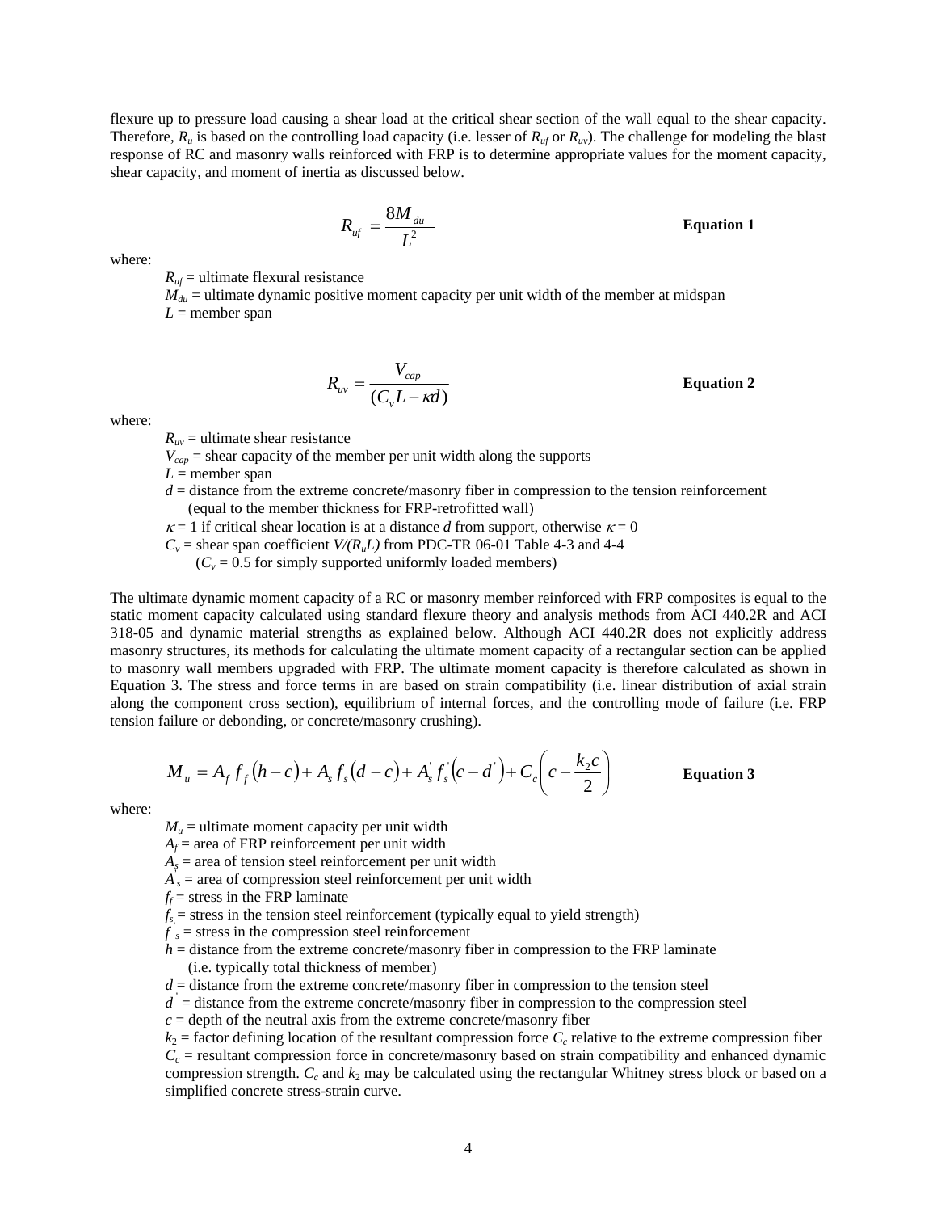flexure up to pressure load causing a shear load at the critical shear section of the wall equal to the shear capacity. Therefore, $R_u$ is based on the controlling load capacity (i.e. lesser of $R_{uf}$ or $R_{uv}$). The challenge for modeling the blast response of RC and masonry walls reinforced with FRP is to determine appropriate values for the moment capacity, shear capacity, and moment of inertia as discussed below.

$$R_{uf} = \frac{8M_{du}}{L^2} \qquad \textbf{Equation 1}$$

where:

- $R_{uf}$ = ultimate flexural resistance
- $M_{du}$ = ultimate dynamic positive moment capacity per unit width of the member at midspan
- $L$ = member span

$$R_{uv} = \frac{V_{cap}}{(C_v L - \kappa d)} \qquad \textbf{Equation 2}$$

where:

- $R_{uv}$ = ultimate shear resistance
- $V_{cap}$ = shear capacity of the member per unit width along the supports
- $L$ = member span
- $d$ = distance from the extreme concrete/masonry fiber in compression to the tension reinforcement (equal to the member thickness for FRP-retrofitted wall)
- $\kappa$ = 1 if critical shear location is at a distance $d$ from support, otherwise $\kappa$ = 0
- $C_v$ = shear span coefficient $V/(R_u L)$ from PDC-TR 06-01 Table 4-3 and 4-4 ($C_v$ = 0.5 for simply supported uniformly loaded members)

The ultimate dynamic moment capacity of a RC or masonry member reinforced with FRP composites is equal to the static moment capacity calculated using standard flexure theory and analysis methods from ACI 440.2R and ACI 318-05 and dynamic material strengths as explained below. Although ACI 440.2R does not explicitly address masonry structures, its methods for calculating the ultimate moment capacity of a rectangular section can be applied to masonry wall members upgraded with FRP. The ultimate moment capacity is therefore calculated as shown in Equation 3. The stress and force terms in are based on strain compatibility (i.e. linear distribution of axial strain along the component cross section), equilibrium of internal forces, and the controlling mode of failure (i.e. FRP tension failure or debonding, or concrete/masonry crushing).

$$M_u = A_f f_f (h - c) + A_s f_s (d - c) + A_s^{'} f_s^{'} (c - d^{'}) + C_c \left( c - \frac{k_2 c}{2} \right) \qquad \textbf{Equation 3}$$

where:

- $M_u$ = ultimate moment capacity per unit width
- $A_f$ = area of FRP reinforcement per unit width
- $A_s$ = area of tension steel reinforcement per unit width
- $A^{'}_s$ = area of compression steel reinforcement per unit width
- $f_f$ = stress in the FRP laminate
- $f_s$ = stress in the tension steel reinforcement (typically equal to yield strength)
- $f^{'}_s$ = stress in the compression steel reinforcement
- $h$ = distance from the extreme concrete/masonry fiber in compression to the FRP laminate (i.e. typically total thickness of member)
- $d$ = distance from the extreme concrete/masonry fiber in compression to the tension steel
- $d^{'}$ = distance from the extreme concrete/masonry fiber in compression to the compression steel
- $c$ = depth of the neutral axis from the extreme concrete/masonry fiber
- $k_2$ = factor defining location of the resultant compression force $C_c$ relative to the extreme compression fiber
- $C_c$ = resultant compression force in concrete/masonry based on strain compatibility and enhanced dynamic compression strength. $C_c$ and $k_2$ may be calculated using the rectangular Whitney stress block or based on a simplified concrete stress-strain curve.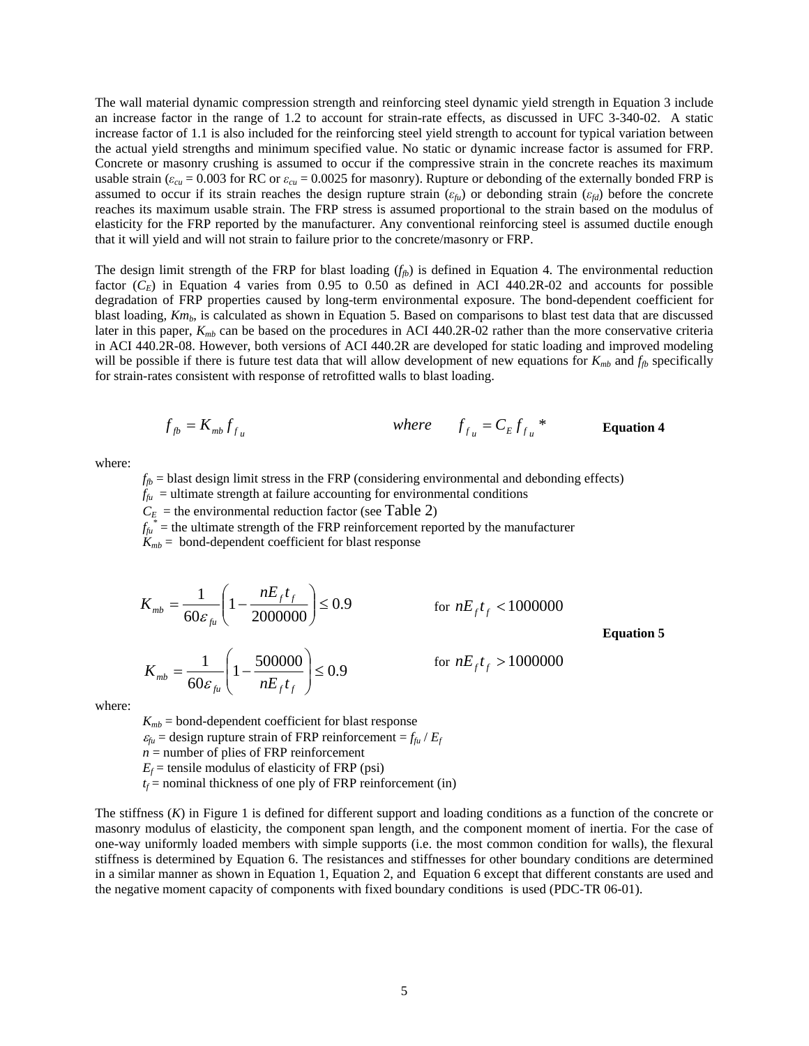The wall material dynamic compression strength and reinforcing steel dynamic yield strength in Equation 3 include an increase factor in the range of 1.2 to account for strain-rate effects, as discussed in UFC 3-340-02. A static increase factor of 1.1 is also included for the reinforcing steel yield strength to account for typical variation between the actual yield strengths and minimum specified value. No static or dynamic increase factor is assumed for FRP. Concrete or masonry crushing is assumed to occur if the compressive strain in the concrete reaches its maximum usable strain ($\varepsilon_{cu}$ = 0.003 for RC or $\varepsilon_{cu}$ = 0.0025 for masonry). Rupture or debonding of the externally bonded FRP is assumed to occur if its strain reaches the design rupture strain ($\varepsilon_{fu}$) or debonding strain ($\varepsilon_{fd}$) before the concrete reaches its maximum usable strain. The FRP stress is assumed proportional to the strain based on the modulus of elasticity for the FRP reported by the manufacturer. Any conventional reinforcing steel is assumed ductile enough that it will yield and will not strain to failure prior to the concrete/masonry or FRP.

The design limit strength of the FRP for blast loading ($f_{fb}$) is defined in Equation 4. The environmental reduction factor ($C_E$) in Equation 4 varies from 0.95 to 0.50 as defined in ACI 440.2R-02 and accounts for possible degradation of FRP properties caused by long-term environmental exposure. The bond-dependent coefficient for blast loading, $Km_b$, is calculated as shown in Equation 5. Based on comparisons to blast test data that are discussed later in this paper, $K_{mb}$ can be based on the procedures in ACI 440.2R-02 rather than the more conservative criteria in ACI 440.2R-08. However, both versions of ACI 440.2R are developed for static loading and improved modeling will be possible if there is future test data that will allow development of new equations for $K_{mb}$ and $f_{fb}$ specifically for strain-rates consistent with response of retrofitted walls to blast loading.

$$f_{fb} = K_{mb} f_{fu} \qquad \textit{where} \qquad f_{fu} = C_E f_{fu}^{*} \qquad \textbf{Equation 4}$$

where:

- $f_{fb}$ = blast design limit stress in the FRP (considering environmental and debonding effects)
- $f_{fu}$ = ultimate strength at failure accounting for environmental conditions
- $C_E$ = the environmental reduction factor (see Table 2)
- $f_{fu}^{*}$ = the ultimate strength of the FRP reinforcement reported by the manufacturer
- $K_{mb}$ = bond-dependent coefficient for blast response

$$K_{mb} = \frac{1}{60\varepsilon_{fu}}\left(1 - \frac{nE_f t_f}{2000000}\right) \le 0.9 \qquad \text{for } nE_f t_f < 1000000$$

$$K_{mb} = \frac{1}{60\varepsilon_{fu}}\left(1 - \frac{500000}{nE_f t_f}\right) \le 0.9 \qquad \text{for } nE_f t_f > 1000000$$

**Equation 5**

where:

- $K_{mb}$ = bond-dependent coefficient for blast response
- $\varepsilon_{fu}$ = design rupture strain of FRP reinforcement = $f_{fu} / E_f$
- $n$ = number of plies of FRP reinforcement
- $E_f$ = tensile modulus of elasticity of FRP (psi)
- $t_f$ = nominal thickness of one ply of FRP reinforcement (in)

The stiffness ($K$) in Figure 1 is defined for different support and loading conditions as a function of the concrete or masonry modulus of elasticity, the component span length, and the component moment of inertia. For the case of one-way uniformly loaded members with simple supports (i.e. the most common condition for walls), the flexural stiffness is determined by Equation 6. The resistances and stiffnesses for other boundary conditions are determined in a similar manner as shown in Equation 1, Equation 2, and Equation 6 except that different constants are used and the negative moment capacity of components with fixed boundary conditions is used (PDC-TR 06-01).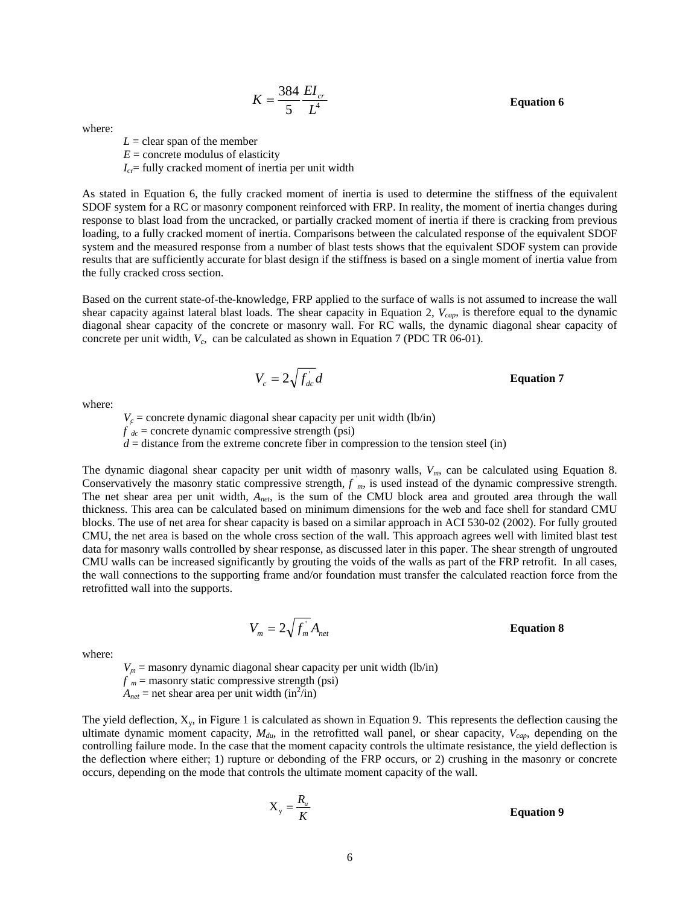$$K = \frac{384}{5}\frac{EI_{cr}}{L^4} \qquad \textbf{Equation 6}$$

where:

- $L$ = clear span of the member
- $E$ = concrete modulus of elasticity
- $I_{cr}$= fully cracked moment of inertia per unit width

As stated in Equation 6, the fully cracked moment of inertia is used to determine the stiffness of the equivalent SDOF system for a RC or masonry component reinforced with FRP. In reality, the moment of inertia changes during response to blast load from the uncracked, or partially cracked moment of inertia if there is cracking from previous loading, to a fully cracked moment of inertia. Comparisons between the calculated response of the equivalent SDOF system and the measured response from a number of blast tests shows that the equivalent SDOF system can provide results that are sufficiently accurate for blast design if the stiffness is based on a single moment of inertia value from the fully cracked cross section.

Based on the current state-of-the-knowledge, FRP applied to the surface of walls is not assumed to increase the wall shear capacity against lateral blast loads. The shear capacity in Equation 2, $V_{cap}$, is therefore equal to the dynamic diagonal shear capacity of the concrete or masonry wall. For RC walls, the dynamic diagonal shear capacity of concrete per unit width, $V_c$, can be calculated as shown in Equation 7 (PDC TR 06-01).

$$V_c = 2\sqrt{f'_{dc}}\,d \qquad \textbf{Equation 7}$$

where:

- $V_c$ = concrete dynamic diagonal shear capacity per unit width (lb/in)
- $f'_{dc}$ = concrete dynamic compressive strength (psi)
- $d$ = distance from the extreme concrete fiber in compression to the tension steel (in)

The dynamic diagonal shear capacity per unit width of masonry walls, $V_m$, can be calculated using Equation 8. Conservatively the masonry static compressive strength, $f'_m$, is used instead of the dynamic compressive strength. The net shear area per unit width, $A_{net}$, is the sum of the CMU block area and grouted area through the wall thickness. This area can be calculated based on minimum dimensions for the web and face shell for standard CMU blocks. The use of net area for shear capacity is based on a similar approach in ACI 530-02 (2002). For fully grouted CMU, the net area is based on the whole cross section of the wall. This approach agrees well with limited blast test data for masonry walls controlled by shear response, as discussed later in this paper. The shear strength of ungrouted CMU walls can be increased significantly by grouting the voids of the walls as part of the FRP retrofit. In all cases, the wall connections to the supporting frame and/or foundation must transfer the calculated reaction force from the retrofitted wall into the supports.

$$V_m = 2\sqrt{f'_m}\,A_{net} \qquad \textbf{Equation 8}$$

where:

- $V_m$ = masonry dynamic diagonal shear capacity per unit width (lb/in)
- $f'_m$ = masonry static compressive strength (psi)
- $A_{net}$ = net shear area per unit width ($in^2$/in)

The yield deflection, $X_y$, in Figure 1 is calculated as shown in Equation 9. This represents the deflection causing the ultimate dynamic moment capacity, $M_{du}$, in the retrofitted wall panel, or shear capacity, $V_{cap}$, depending on the controlling failure mode. In the case that the moment capacity controls the ultimate resistance, the yield deflection is the deflection where either; 1) rupture or debonding of the FRP occurs, or 2) crushing in the masonry or concrete occurs, depending on the mode that controls the ultimate moment capacity of the wall.

$$X_y = \frac{R_u}{K} \qquad \textbf{Equation 9}$$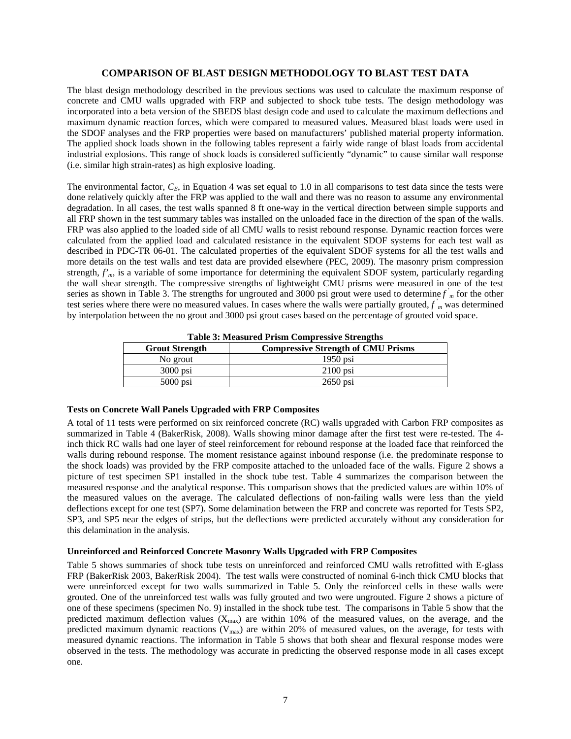## COMPARISON OF BLAST DESIGN METHODOLOGY TO BLAST TEST DATA

The blast design methodology described in the previous sections was used to calculate the maximum response of concrete and CMU walls upgraded with FRP and subjected to shock tube tests. The design methodology was incorporated into a beta version of the SBEDS blast design code and used to calculate the maximum deflections and maximum dynamic reaction forces, which were compared to measured values. Measured blast loads were used in the SDOF analyses and the FRP properties were based on manufacturers' published material property information. The applied shock loads shown in the following tables represent a fairly wide range of blast loads from accidental industrial explosions. This range of shock loads is considered sufficiently "dynamic" to cause similar wall response (i.e. similar high strain-rates) as high explosive loading.

The environmental factor, $C_E$, in Equation 4 was set equal to 1.0 in all comparisons to test data since the tests were done relatively quickly after the FRP was applied to the wall and there was no reason to assume any environmental degradation. In all cases, the test walls spanned 8 ft one-way in the vertical direction between simple supports and all FRP shown in the test summary tables was installed on the unloaded face in the direction of the span of the walls. FRP was also applied to the loaded side of all CMU walls to resist rebound response. Dynamic reaction forces were calculated from the applied load and calculated resistance in the equivalent SDOF systems for each test wall as described in PDC-TR 06-01. The calculated properties of the equivalent SDOF systems for all the test walls and more details on the test walls and test data are provided elsewhere (PEC, 2009). The masonry prism compression strength, $f'_m$, is a variable of some importance for determining the equivalent SDOF system, particularly regarding the wall shear strength. The compressive strengths of lightweight CMU prisms were measured in one of the test series as shown in Table 3. The strengths for ungrouted and 3000 psi grout were used to determine $f'_m$ for the other test series where there were no measured values. In cases where the walls were partially grouted, $f'_m$ was determined by interpolation between the no grout and 3000 psi grout cases based on the percentage of grouted void space.

**Table 3: Measured Prism Compressive Strengths**

| Grout Strength | Compressive Strength of CMU Prisms |
|---|---|
| No grout | 1950 psi |
| 3000 psi | 2100 psi |
| 5000 psi | 2650 psi |

### Tests on Concrete Wall Panels Upgraded with FRP Composites

A total of 11 tests were performed on six reinforced concrete (RC) walls upgraded with Carbon FRP composites as summarized in Table 4 (BakerRisk, 2008). Walls showing minor damage after the first test were re-tested. The 4-inch thick RC walls had one layer of steel reinforcement for rebound response at the loaded face that reinforced the walls during rebound response. The moment resistance against inbound response (i.e. the predominate response to the shock loads) was provided by the FRP composite attached to the unloaded face of the walls. Figure 2 shows a picture of test specimen SP1 installed in the shock tube test. Table 4 summarizes the comparison between the measured response and the analytical response. This comparison shows that the predicted values are within 10% of the measured values on the average. The calculated deflections of non-failing walls were less than the yield deflections except for one test (SP7). Some delamination between the FRP and concrete was reported for Tests SP2, SP3, and SP5 near the edges of strips, but the deflections were predicted accurately without any consideration for this delamination in the analysis.

### Unreinforced and Reinforced Concrete Masonry Walls Upgraded with FRP Composites

Table 5 shows summaries of shock tube tests on unreinforced and reinforced CMU walls retrofitted with E-glass FRP (BakerRisk 2003, BakerRisk 2004). The test walls were constructed of nominal 6-inch thick CMU blocks that were unreinforced except for two walls summarized in Table 5. Only the reinforced cells in these walls were grouted. One of the unreinforced test walls was fully grouted and two were ungrouted. Figure 2 shows a picture of one of these specimens (specimen No. 9) installed in the shock tube test. The comparisons in Table 5 show that the predicted maximum deflection values ($X_{max}$) are within 10% of the measured values, on the average, and the predicted maximum dynamic reactions ($V_{max}$) are within 20% of measured values, on the average, for tests with measured dynamic reactions. The information in Table 5 shows that both shear and flexural response modes were observed in the tests. The methodology was accurate in predicting the observed response mode in all cases except one.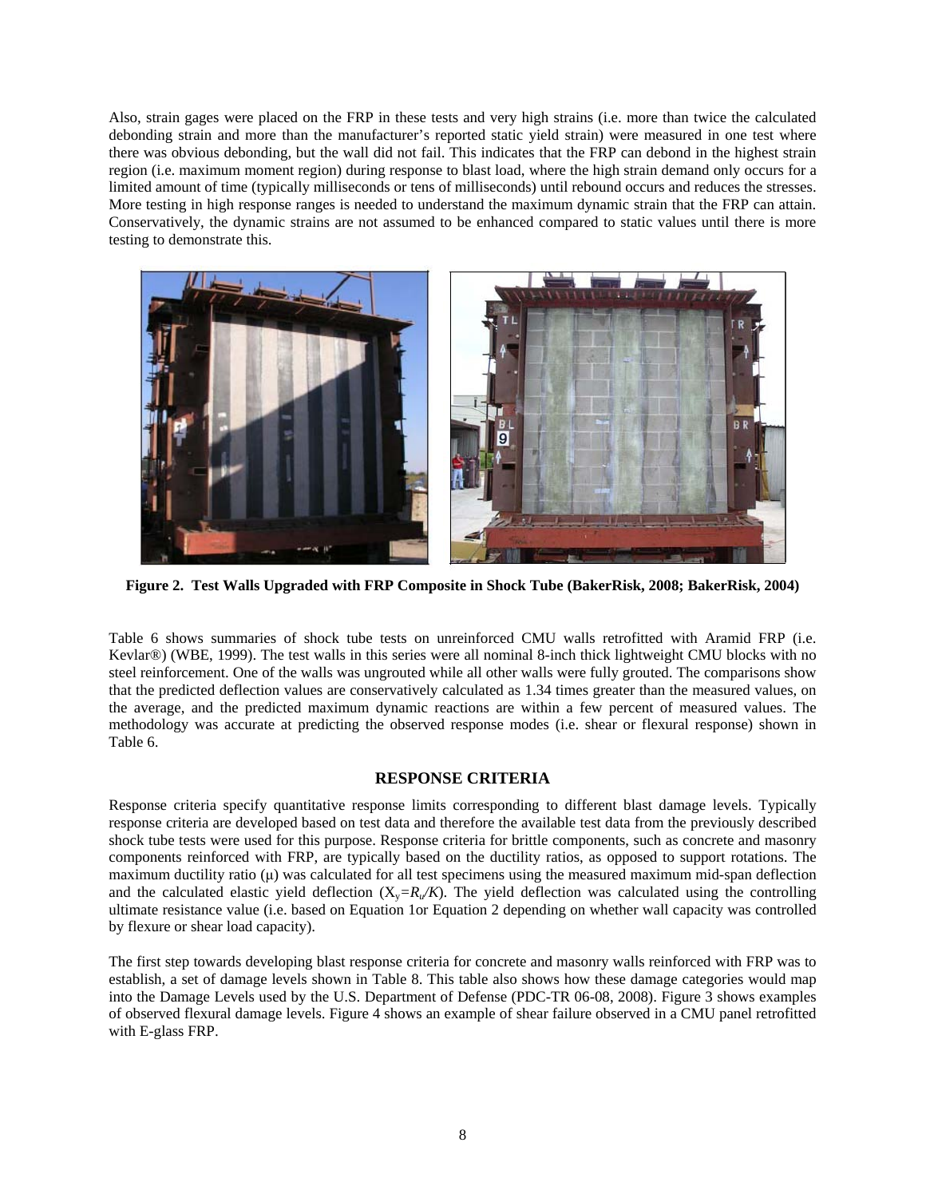Also, strain gages were placed on the FRP in these tests and very high strains (i.e. more than twice the calculated debonding strain and more than the manufacturer's reported static yield strain) were measured in one test where there was obvious debonding, but the wall did not fail. This indicates that the FRP can debond in the highest strain region (i.e. maximum moment region) during response to blast load, where the high strain demand only occurs for a limited amount of time (typically milliseconds or tens of milliseconds) until rebound occurs and reduces the stresses. More testing in high response ranges is needed to understand the maximum dynamic strain that the FRP can attain. Conservatively, the dynamic strains are not assumed to be enhanced compared to static values until there is more testing to demonstrate this.

**Figure 2. Test Walls Upgraded with FRP Composite in Shock Tube (BakerRisk, 2008; BakerRisk, 2004)**

Table 6 shows summaries of shock tube tests on unreinforced CMU walls retrofitted with Aramid FRP (i.e. Kevlar®) (WBE, 1999). The test walls in this series were all nominal 8-inch thick lightweight CMU blocks with no steel reinforcement. One of the walls was ungrouted while all other walls were fully grouted. The comparisons show that the predicted deflection values are conservatively calculated as 1.34 times greater than the measured values, on the average, and the predicted maximum dynamic reactions are within a few percent of measured values. The methodology was accurate at predicting the observed response modes (i.e. shear or flexural response) shown in Table 6.

## RESPONSE CRITERIA

Response criteria specify quantitative response limits corresponding to different blast damage levels. Typically response criteria are developed based on test data and therefore the available test data from the previously described shock tube tests were used for this purpose. Response criteria for brittle components, such as concrete and masonry components reinforced with FRP, are typically based on the ductility ratios, as opposed to support rotations. The maximum ductility ratio (μ) was calculated for all test specimens using the measured maximum mid-span deflection and the calculated elastic yield deflection ($X_y=R_u/K$). The yield deflection was calculated using the controlling ultimate resistance value (i.e. based on Equation 1or Equation 2 depending on whether wall capacity was controlled by flexure or shear load capacity).

The first step towards developing blast response criteria for concrete and masonry walls reinforced with FRP was to establish, a set of damage levels shown in Table 8. This table also shows how these damage categories would map into the Damage Levels used by the U.S. Department of Defense (PDC-TR 06-08, 2008). Figure 3 shows examples of observed flexural damage levels. Figure 4 shows an example of shear failure observed in a CMU panel retrofitted with E-glass FRP.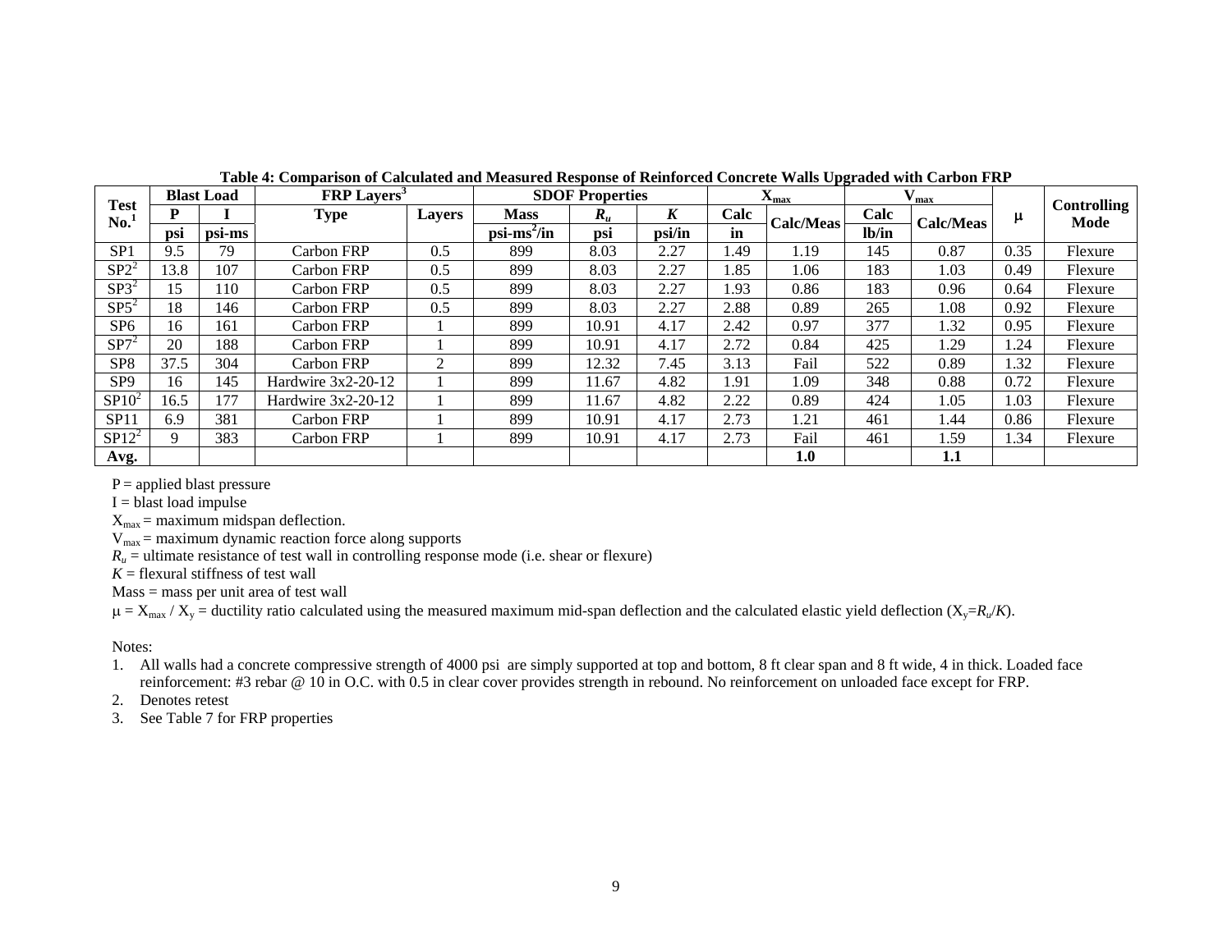**Table 4: Comparison of Calculated and Measured Response of Reinforced Concrete Walls Upgraded with Carbon FRP**

| Test No.[1] | Blast Load | | FRP Layers[3] | | SDOF Properties | | | $X_{max}$ | | $V_{max}$ | | μ | Controlling Mode |
|---|---|---|---|---|---|---|---|---|---|---|---|---|---|
| | P | I | Type | Layers | Mass | $R_u$ | $K$ | Calc | Calc/Meas | Calc | Calc/Meas | | |
| | psi | psi-ms | | | psi-ms$^2$/in | psi | psi/in | in | | lb/in | | | |
| SP1 | 9.5 | 79 | Carbon FRP | 0.5 | 899 | 8.03 | 2.27 | 1.49 | 1.19 | 145 | 0.87 | 0.35 | Flexure |
| SP2[2] | 13.8 | 107 | Carbon FRP | 0.5 | 899 | 8.03 | 2.27 | 1.85 | 1.06 | 183 | 1.03 | 0.49 | Flexure |
| SP3[2] | 15 | 110 | Carbon FRP | 0.5 | 899 | 8.03 | 2.27 | 1.93 | 0.86 | 183 | 0.96 | 0.64 | Flexure |
| SP5[2] | 18 | 146 | Carbon FRP | 0.5 | 899 | 8.03 | 2.27 | 2.88 | 0.89 | 265 | 1.08 | 0.92 | Flexure |
| SP6 | 16 | 161 | Carbon FRP | 1 | 899 | 10.91 | 4.17 | 2.42 | 0.97 | 377 | 1.32 | 0.95 | Flexure |
| SP7[2] | 20 | 188 | Carbon FRP | 1 | 899 | 10.91 | 4.17 | 2.72 | 0.84 | 425 | 1.29 | 1.24 | Flexure |
| SP8 | 37.5 | 304 | Carbon FRP | 2 | 899 | 12.32 | 7.45 | 3.13 | Fail | 522 | 0.89 | 1.32 | Flexure |
| SP9 | 16 | 145 | Hardwire 3x2-20-12 | 1 | 899 | 11.67 | 4.82 | 1.91 | 1.09 | 348 | 0.88 | 0.72 | Flexure |
| SP10[2] | 16.5 | 177 | Hardwire 3x2-20-12 | 1 | 899 | 11.67 | 4.82 | 2.22 | 0.89 | 424 | 1.05 | 1.03 | Flexure |
| SP11 | 6.9 | 381 | Carbon FRP | 1 | 899 | 10.91 | 4.17 | 2.73 | 1.21 | 461 | 1.44 | 0.86 | Flexure |
| SP12[2] | 9 | 383 | Carbon FRP | 1 | 899 | 10.91 | 4.17 | 2.73 | Fail | 461 | 1.59 | 1.34 | Flexure |
| **Avg.** | | | | | | | | | **1.0** | | **1.1** | | |

P = applied blast pressure

I = blast load impulse

$X_{max}$ = maximum midspan deflection.

$V_{max}$ = maximum dynamic reaction force along supports

$R_u$ = ultimate resistance of test wall in controlling response mode (i.e. shear or flexure)

$K$ = flexural stiffness of test wall

Mass = mass per unit area of test wall

$\mu = X_{max} / X_y$ = ductility ratio calculated using the measured maximum mid-span deflection and the calculated elastic yield deflection ($X_y = R_u/K$).

Notes:

1. All walls had a concrete compressive strength of 4000 psi are simply supported at top and bottom, 8 ft clear span and 8 ft wide, 4 in thick. Loaded face reinforcement: #3 rebar @ 10 in O.C. with 0.5 in clear cover provides strength in rebound. No reinforcement on unloaded face except for FRP.
2. Denotes retest
3. See Table 7 for FRP properties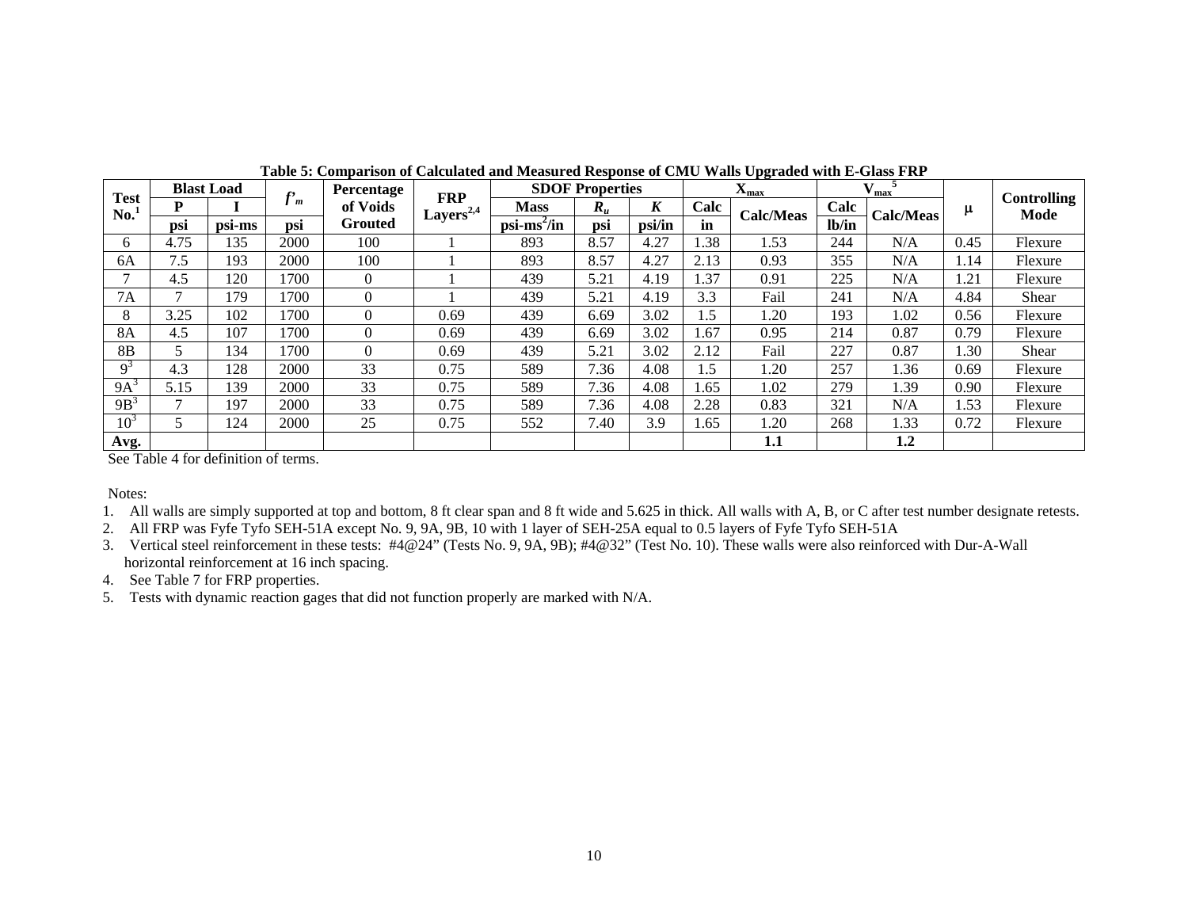**Table 5: Comparison of Calculated and Measured Response of CMU Walls Upgraded with E-Glass FRP**

| Test No.[1] | Blast Load | | $f'_m$ | Percentage of Voids Grouted | FRP Layers[2,4] | SDOF Properties | | | $X_{max}$ | | $V_{max}$[5] | | $\mu$ | Controlling Mode |
|---|---|---|---|---|---|---|---|---|---|---|---|---|---|---|
| | P | I | | | | Mass | $R_u$ | $K$ | Calc | Calc/Meas | Calc | Calc/Meas | | |
| | psi | psi-ms | psi | | | psi-ms²/in | psi | psi/in | in | | lb/in | | | |
| 6 | 4.75 | 135 | 2000 | 100 | 1 | 893 | 8.57 | 4.27 | 1.38 | 1.53 | 244 | N/A | 0.45 | Flexure |
| 6A | 7.5 | 193 | 2000 | 100 | 1 | 893 | 8.57 | 4.27 | 2.13 | 0.93 | 355 | N/A | 1.14 | Flexure |
| 7 | 4.5 | 120 | 1700 | 0 | 1 | 439 | 5.21 | 4.19 | 1.37 | 0.91 | 225 | N/A | 1.21 | Flexure |
| 7A | 7 | 179 | 1700 | 0 | 1 | 439 | 5.21 | 4.19 | 3.3 | Fail | 241 | N/A | 4.84 | Shear |
| 8 | 3.25 | 102 | 1700 | 0 | 0.69 | 439 | 6.69 | 3.02 | 1.5 | 1.20 | 193 | 1.02 | 0.56 | Flexure |
| 8A | 4.5 | 107 | 1700 | 0 | 0.69 | 439 | 6.69 | 3.02 | 1.67 | 0.95 | 214 | 0.87 | 0.79 | Flexure |
| 8B | 5 | 134 | 1700 | 0 | 0.69 | 439 | 5.21 | 3.02 | 2.12 | Fail | 227 | 0.87 | 1.30 | Shear |
| 9[3] | 4.3 | 128 | 2000 | 33 | 0.75 | 589 | 7.36 | 4.08 | 1.5 | 1.20 | 257 | 1.36 | 0.69 | Flexure |
| 9A[3] | 5.15 | 139 | 2000 | 33 | 0.75 | 589 | 7.36 | 4.08 | 1.65 | 1.02 | 279 | 1.39 | 0.90 | Flexure |
| 9B[3] | 7 | 197 | 2000 | 33 | 0.75 | 589 | 7.36 | 4.08 | 2.28 | 0.83 | 321 | N/A | 1.53 | Flexure |
| 10[3] | 5 | 124 | 2000 | 25 | 0.75 | 552 | 7.40 | 3.9 | 1.65 | 1.20 | 268 | 1.33 | 0.72 | Flexure |
| **Avg.** | | | | | | | | | | **1.1** | | **1.2** | | |

See Table 4 for definition of terms.

Notes:

1. All walls are simply supported at top and bottom, 8 ft clear span and 8 ft wide and 5.625 in thick. All walls with A, B, or C after test number designate retests.
2. All FRP was Fyfe Tyfo SEH-51A except No. 9, 9A, 9B, 10 with 1 layer of SEH-25A equal to 0.5 layers of Fyfe Tyfo SEH-51A
3. Vertical steel reinforcement in these tests: #4@24" (Tests No. 9, 9A, 9B); #4@32" (Test No. 10). These walls were also reinforced with Dur-A-Wall horizontal reinforcement at 16 inch spacing.
4. See Table 7 for FRP properties.
5. Tests with dynamic reaction gages that did not function properly are marked with N/A.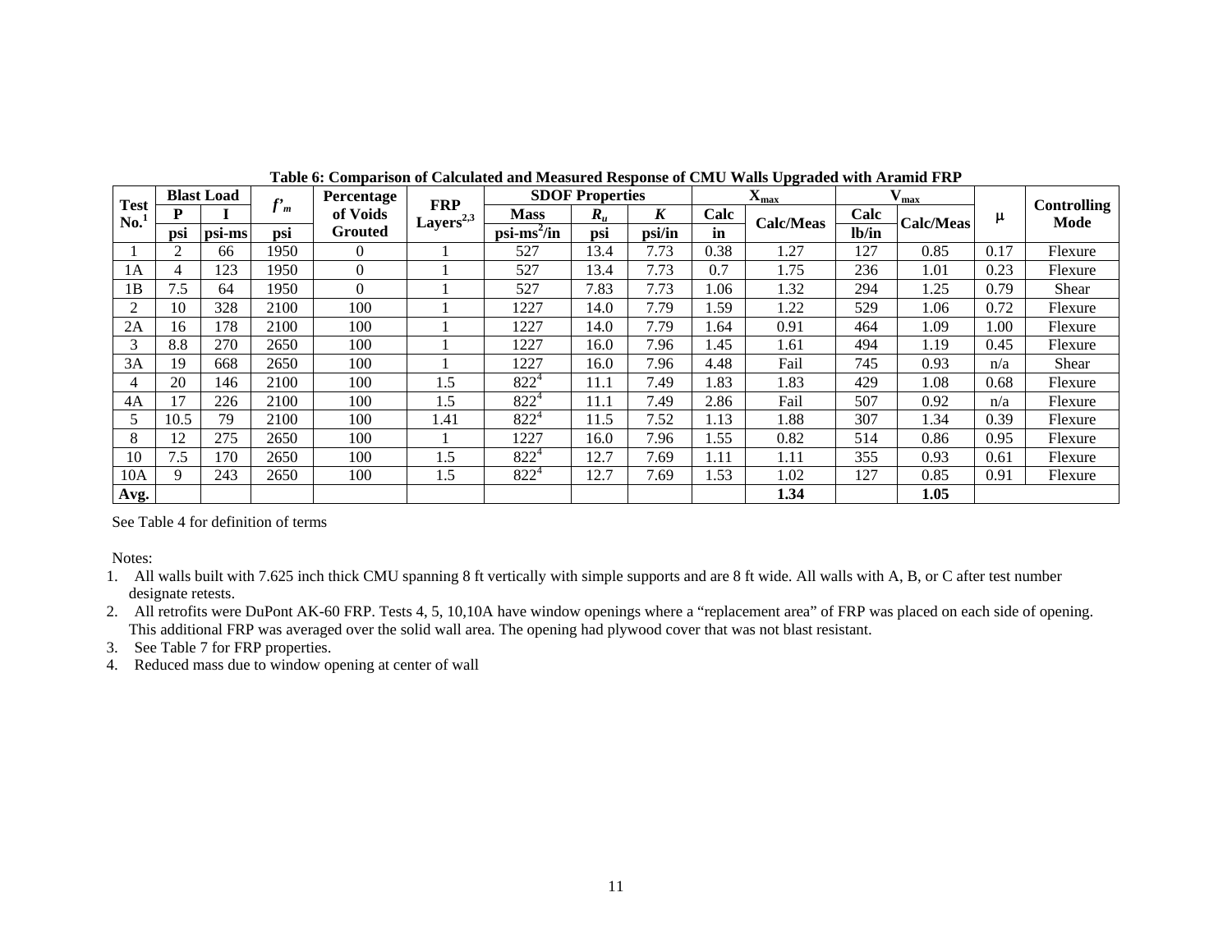**Table 6: Comparison of Calculated and Measured Response of CMU Walls Upgraded with Aramid FRP**

| Test No.[1] | Blast Load | | $f'_m$ | Percentage of Voids Grouted | FRP Layers[2,3] | SDOF Properties | | | $X_{max}$ | | $V_{max}$ | | $\mu$ | Controlling Mode |
|---|---|---|---|---|---|---|---|---|---|---|---|---|---|---|
| | P | I | | | | Mass | $R_u$ | $K$ | Calc | Calc/Meas | Calc | Calc/Meas | | |
| | psi | psi-ms | psi | | | psi-ms²/in | psi | psi/in | in | | lb/in | | | |
| 1 | 2 | 66 | 1950 | 0 | 1 | 527 | 13.4 | 7.73 | 0.38 | 1.27 | 127 | 0.85 | 0.17 | Flexure |
| 1A | 4 | 123 | 1950 | 0 | 1 | 527 | 13.4 | 7.73 | 0.7 | 1.75 | 236 | 1.01 | 0.23 | Flexure |
| 1B | 7.5 | 64 | 1950 | 0 | 1 | 527 | 7.83 | 7.73 | 1.06 | 1.32 | 294 | 1.25 | 0.79 | Shear |
| 2 | 10 | 328 | 2100 | 100 | 1 | 1227 | 14.0 | 7.79 | 1.59 | 1.22 | 529 | 1.06 | 0.72 | Flexure |
| 2A | 16 | 178 | 2100 | 100 | 1 | 1227 | 14.0 | 7.79 | 1.64 | 0.91 | 464 | 1.09 | 1.00 | Flexure |
| 3 | 8.8 | 270 | 2650 | 100 | 1 | 1227 | 16.0 | 7.96 | 1.45 | 1.61 | 494 | 1.19 | 0.45 | Flexure |
| 3A | 19 | 668 | 2650 | 100 | 1 | 1227 | 16.0 | 7.96 | 4.48 | Fail | 745 | 0.93 | n/a | Shear |
| 4 | 20 | 146 | 2100 | 100 | 1.5 | 822[4] | 11.1 | 7.49 | 1.83 | 1.83 | 429 | 1.08 | 0.68 | Flexure |
| 4A | 17 | 226 | 2100 | 100 | 1.5 | 822[4] | 11.1 | 7.49 | 2.86 | Fail | 507 | 0.92 | n/a | Flexure |
| 5 | 10.5 | 79 | 2100 | 100 | 1.41 | 822[4] | 11.5 | 7.52 | 1.13 | 1.88 | 307 | 1.34 | 0.39 | Flexure |
| 8 | 12 | 275 | 2650 | 100 | 1 | 1227 | 16.0 | 7.96 | 1.55 | 0.82 | 514 | 0.86 | 0.95 | Flexure |
| 10 | 7.5 | 170 | 2650 | 100 | 1.5 | 822[4] | 12.7 | 7.69 | 1.11 | 1.11 | 355 | 0.93 | 0.61 | Flexure |
| 10A | 9 | 243 | 2650 | 100 | 1.5 | 822[4] | 12.7 | 7.69 | 1.53 | 1.02 | 127 | 0.85 | 0.91 | Flexure |
| **Avg.** | | | | | | | | | | **1.34** | | **1.05** | | |

See Table 4 for definition of terms

Notes:

1. All walls built with 7.625 inch thick CMU spanning 8 ft vertically with simple supports and are 8 ft wide. All walls with A, B, or C after test number designate retests.
2. All retrofits were DuPont AK-60 FRP. Tests 4, 5, 10,10A have window openings where a "replacement area" of FRP was placed on each side of opening. This additional FRP was averaged over the solid wall area. The opening had plywood cover that was not blast resistant.
3. See Table 7 for FRP properties.
4. Reduced mass due to window opening at center of wall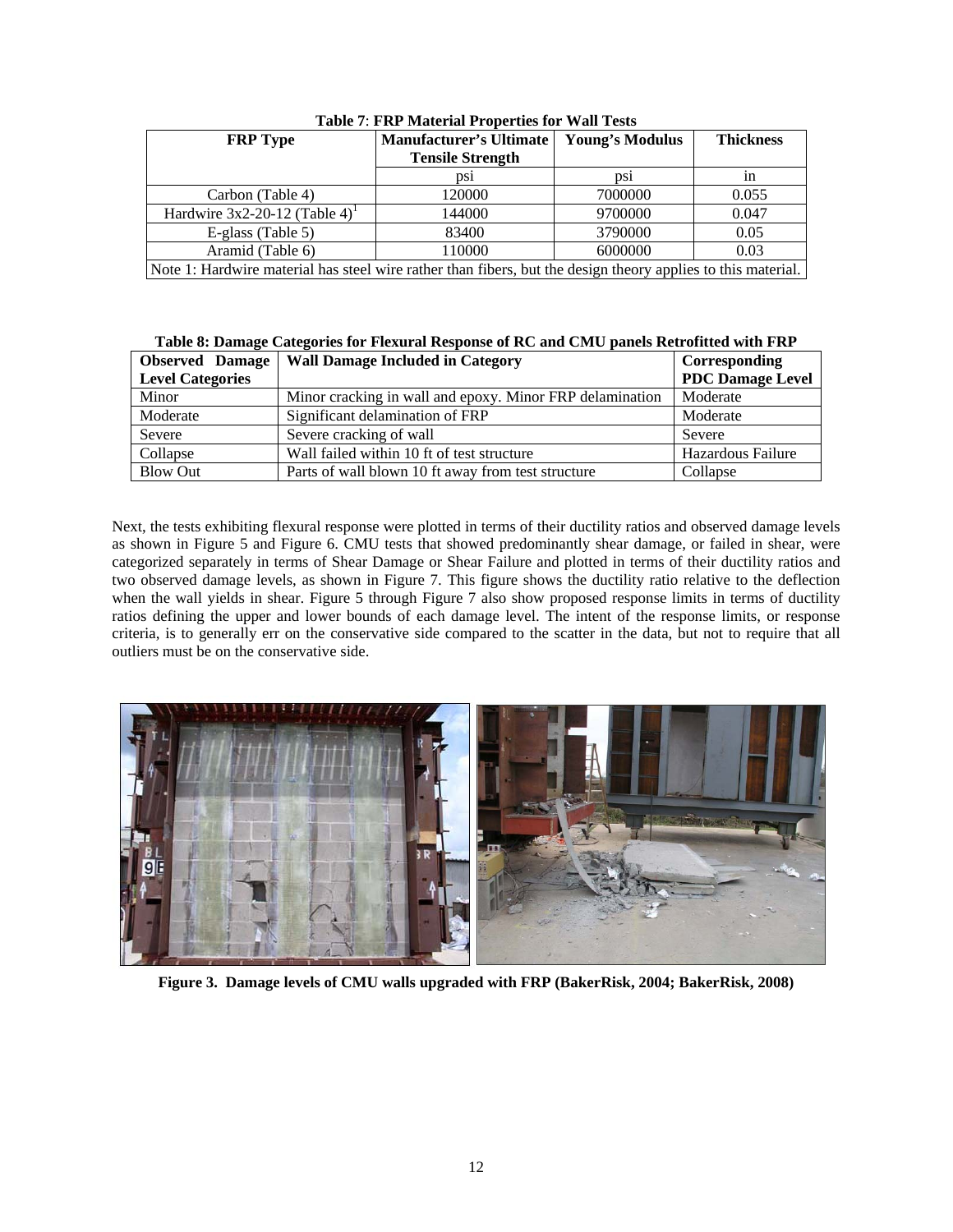**Table 7**: **FRP Material Properties for Wall Tests**

| FRP Type | Manufacturer's Ultimate Tensile Strength | Young's Modulus | Thickness |
|---|---|---|---|
| | psi | psi | in |
| Carbon (Table 4) | 120000 | 7000000 | 0.055 |
| Hardwire 3x2-20-12 (Table 4)[1] | 144000 | 9700000 | 0.047 |
| E-glass (Table 5) | 83400 | 3790000 | 0.05 |
| Aramid (Table 6) | 110000 | 6000000 | 0.03 |
| Note 1: Hardwire material has steel wire rather than fibers, but the design theory applies to this material. | | | |

**Table 8: Damage Categories for Flexural Response of RC and CMU panels Retrofitted with FRP**

| Observed Damage Level Categories | Wall Damage Included in Category | Corresponding PDC Damage Level |
|---|---|---|
| Minor | Minor cracking in wall and epoxy. Minor FRP delamination | Moderate |
| Moderate | Significant delamination of FRP | Moderate |
| Severe | Severe cracking of wall | Severe |
| Collapse | Wall failed within 10 ft of test structure | Hazardous Failure |
| Blow Out | Parts of wall blown 10 ft away from test structure | Collapse |

Next, the tests exhibiting flexural response were plotted in terms of their ductility ratios and observed damage levels as shown in Figure 5 and Figure 6. CMU tests that showed predominantly shear damage, or failed in shear, were categorized separately in terms of Shear Damage or Shear Failure and plotted in terms of their ductility ratios and two observed damage levels, as shown in Figure 7. This figure shows the ductility ratio relative to the deflection when the wall yields in shear. Figure 5 through Figure 7 also show proposed response limits in terms of ductility ratios defining the upper and lower bounds of each damage level. The intent of the response limits, or response criteria, is to generally err on the conservative side compared to the scatter in the data, but not to require that all outliers must be on the conservative side.

**Figure 3. Damage levels of CMU walls upgraded with FRP (BakerRisk, 2004; BakerRisk, 2008)**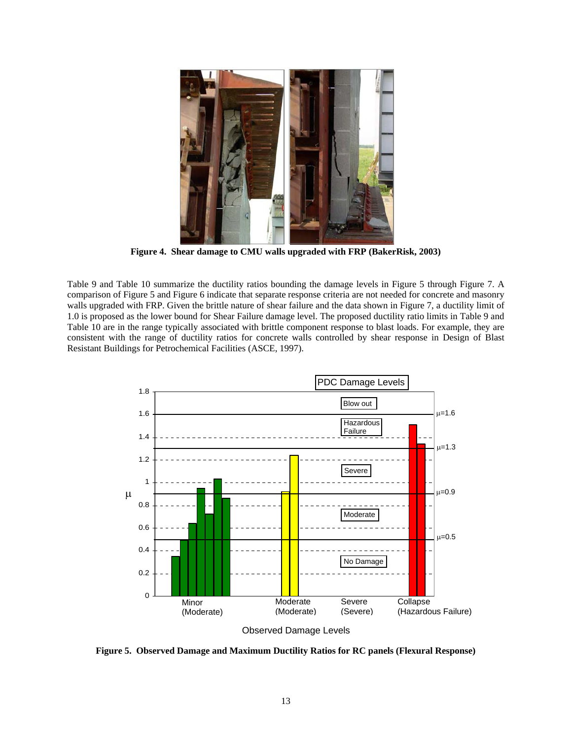**Figure 4. Shear damage to CMU walls upgraded with FRP (BakerRisk, 2003)**

Table 9 and Table 10 summarize the ductility ratios bounding the damage levels in Figure 5 through Figure 7. A comparison of Figure 5 and Figure 6 indicate that separate response criteria are not needed for concrete and masonry walls upgraded with FRP. Given the brittle nature of shear failure and the data shown in Figure 7, a ductility limit of 1.0 is proposed as the lower bound for Shear Failure damage level. The proposed ductility ratio limits in Table 9 and Table 10 are in the range typically associated with brittle component response to blast loads. For example, they are consistent with the range of ductility ratios for concrete walls controlled by shear response in Design of Blast Resistant Buildings for Petrochemical Facilities (ASCE, 1997).

**Figure 5. Observed Damage and Maximum Ductility Ratios for RC panels (Flexural Response)**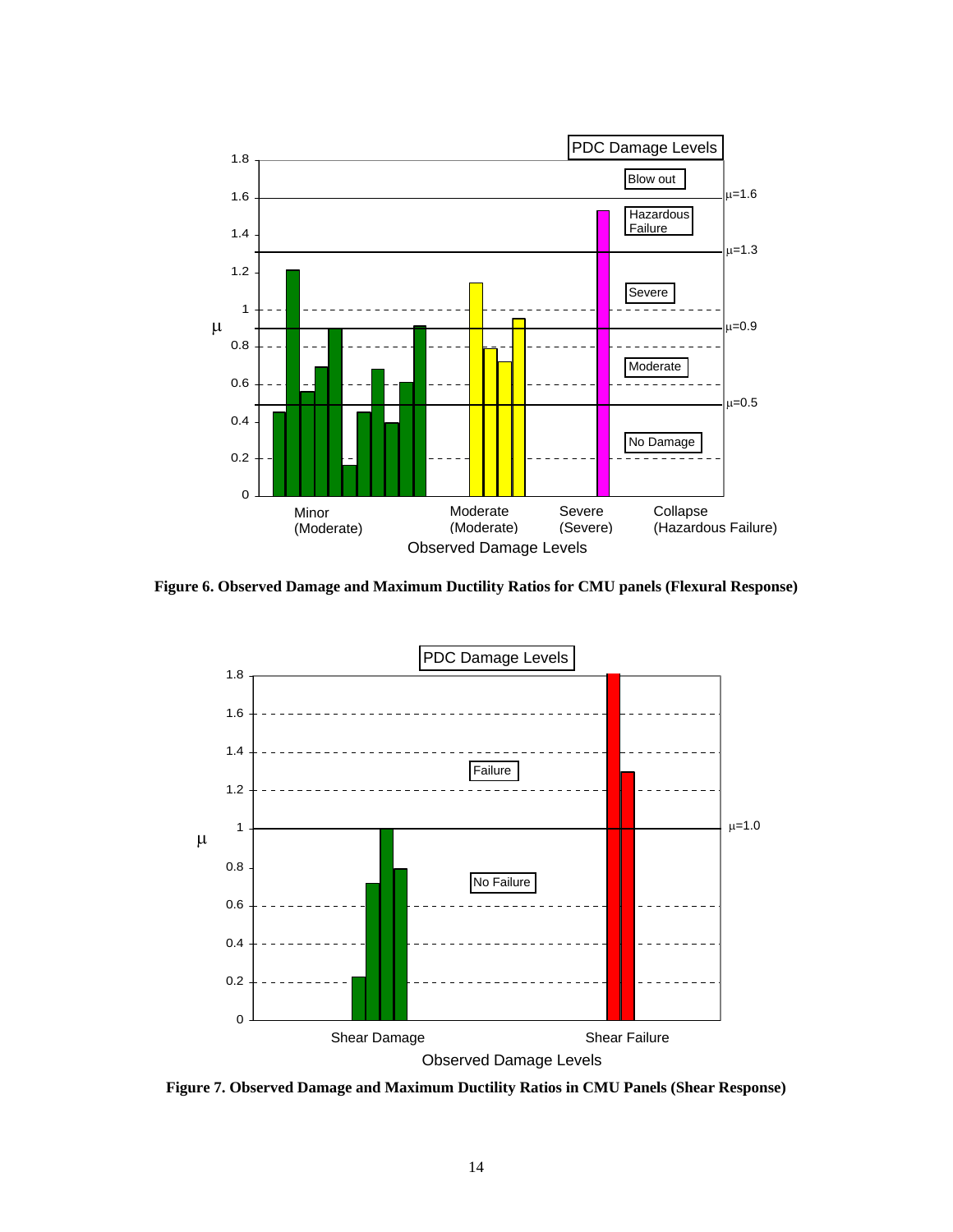Figure 6. Observed Damage and Maximum Ductility Ratios for CMU panels (Flexural Response)

Figure 7. Observed Damage and Maximum Ductility Ratios in CMU Panels (Shear Response)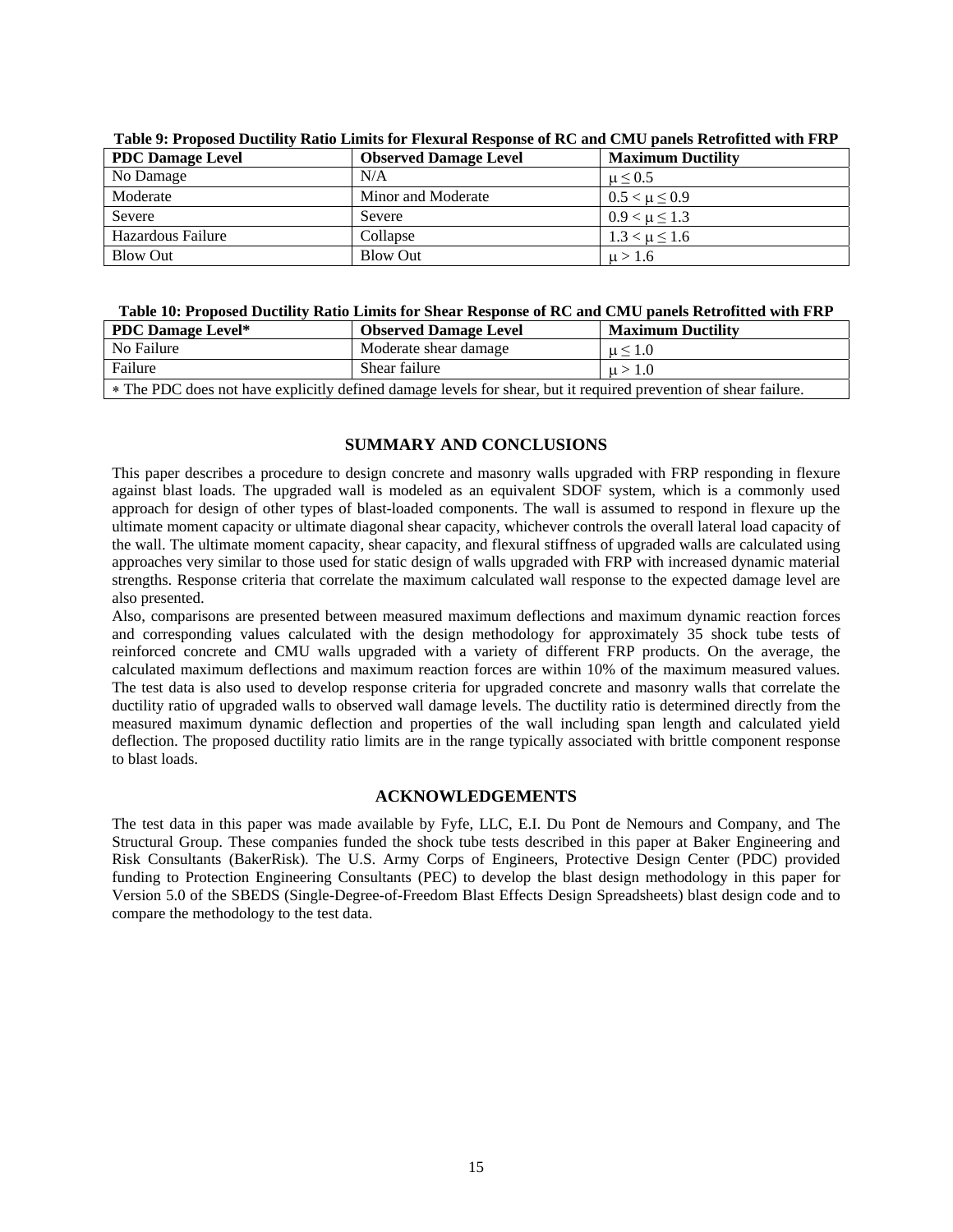**Table 9: Proposed Ductility Ratio Limits for Flexural Response of RC and CMU panels Retrofitted with FRP**

| PDC Damage Level | Observed Damage Level | Maximum Ductility |
|---|---|---|
| No Damage | N/A | $\mu \leq 0.5$ |
| Moderate | Minor and Moderate | $0.5 < \mu \leq 0.9$ |
| Severe | Severe | $0.9 < \mu \leq 1.3$ |
| Hazardous Failure | Collapse | $1.3 < \mu \leq 1.6$ |
| Blow Out | Blow Out | $\mu > 1.6$ |

**Table 10: Proposed Ductility Ratio Limits for Shear Response of RC and CMU panels Retrofitted with FRP**

| PDC Damage Level* | Observed Damage Level | Maximum Ductility |
|---|---|---|
| No Failure | Moderate shear damage | $\mu \leq 1.0$ |
| Failure | Shear failure | $\mu > 1.0$ |
| * The PDC does not have explicitly defined damage levels for shear, but it required prevention of shear failure. | | |

## SUMMARY AND CONCLUSIONS

This paper describes a procedure to design concrete and masonry walls upgraded with FRP responding in flexure against blast loads. The upgraded wall is modeled as an equivalent SDOF system, which is a commonly used approach for design of other types of blast-loaded components. The wall is assumed to respond in flexure up the ultimate moment capacity or ultimate diagonal shear capacity, whichever controls the overall lateral load capacity of the wall. The ultimate moment capacity, shear capacity, and flexural stiffness of upgraded walls are calculated using approaches very similar to those used for static design of walls upgraded with FRP with increased dynamic material strengths. Response criteria that correlate the maximum calculated wall response to the expected damage level are also presented.

Also, comparisons are presented between measured maximum deflections and maximum dynamic reaction forces and corresponding values calculated with the design methodology for approximately 35 shock tube tests of reinforced concrete and CMU walls upgraded with a variety of different FRP products. On the average, the calculated maximum deflections and maximum reaction forces are within 10% of the maximum measured values. The test data is also used to develop response criteria for upgraded concrete and masonry walls that correlate the ductility ratio of upgraded walls to observed wall damage levels. The ductility ratio is determined directly from the measured maximum dynamic deflection and properties of the wall including span length and calculated yield deflection. The proposed ductility ratio limits are in the range typically associated with brittle component response to blast loads.

## ACKNOWLEDGEMENTS

The test data in this paper was made available by Fyfe, LLC, E.I. Du Pont de Nemours and Company, and The Structural Group. These companies funded the shock tube tests described in this paper at Baker Engineering and Risk Consultants (BakerRisk). The U.S. Army Corps of Engineers, Protective Design Center (PDC) provided funding to Protection Engineering Consultants (PEC) to develop the blast design methodology in this paper for Version 5.0 of the SBEDS (Single-Degree-of-Freedom Blast Effects Design Spreadsheets) blast design code and to compare the methodology to the test data.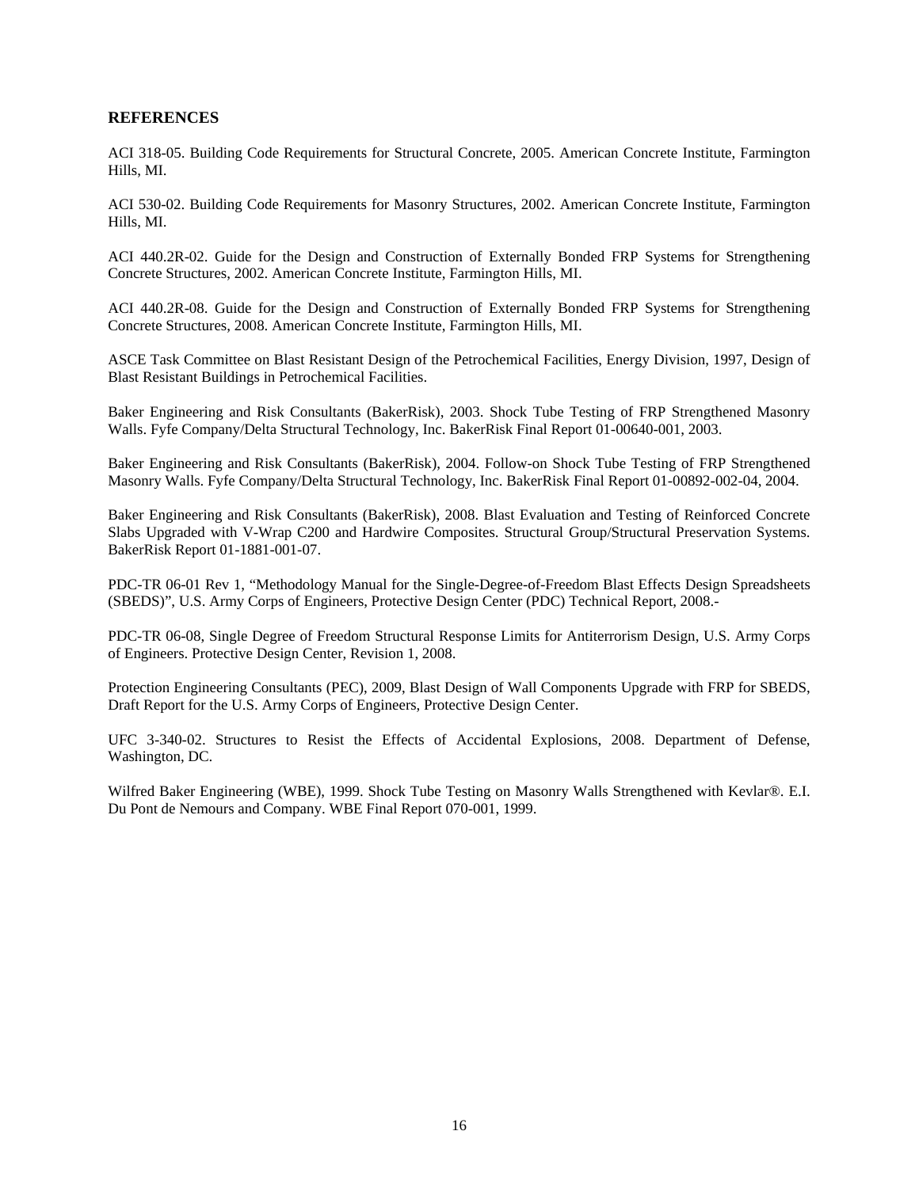## REFERENCES

ACI 318-05. Building Code Requirements for Structural Concrete, 2005. American Concrete Institute, Farmington Hills, MI.

ACI 530-02. Building Code Requirements for Masonry Structures, 2002. American Concrete Institute, Farmington Hills, MI.

ACI 440.2R-02. Guide for the Design and Construction of Externally Bonded FRP Systems for Strengthening Concrete Structures, 2002. American Concrete Institute, Farmington Hills, MI.

ACI 440.2R-08. Guide for the Design and Construction of Externally Bonded FRP Systems for Strengthening Concrete Structures, 2008. American Concrete Institute, Farmington Hills, MI.

ASCE Task Committee on Blast Resistant Design of the Petrochemical Facilities, Energy Division, 1997, Design of Blast Resistant Buildings in Petrochemical Facilities.

Baker Engineering and Risk Consultants (BakerRisk), 2003. Shock Tube Testing of FRP Strengthened Masonry Walls. Fyfe Company/Delta Structural Technology, Inc. BakerRisk Final Report 01-00640-001, 2003.

Baker Engineering and Risk Consultants (BakerRisk), 2004. Follow-on Shock Tube Testing of FRP Strengthened Masonry Walls. Fyfe Company/Delta Structural Technology, Inc. BakerRisk Final Report 01-00892-002-04, 2004.

Baker Engineering and Risk Consultants (BakerRisk), 2008. Blast Evaluation and Testing of Reinforced Concrete Slabs Upgraded with V-Wrap C200 and Hardwire Composites. Structural Group/Structural Preservation Systems. BakerRisk Report 01-1881-001-07.

PDC-TR 06-01 Rev 1, "Methodology Manual for the Single-Degree-of-Freedom Blast Effects Design Spreadsheets (SBEDS)", U.S. Army Corps of Engineers, Protective Design Center (PDC) Technical Report, 2008.-

PDC-TR 06-08, Single Degree of Freedom Structural Response Limits for Antiterrorism Design, U.S. Army Corps of Engineers. Protective Design Center, Revision 1, 2008.

Protection Engineering Consultants (PEC), 2009, Blast Design of Wall Components Upgrade with FRP for SBEDS, Draft Report for the U.S. Army Corps of Engineers, Protective Design Center.

UFC 3-340-02. Structures to Resist the Effects of Accidental Explosions, 2008. Department of Defense, Washington, DC.

Wilfred Baker Engineering (WBE), 1999. Shock Tube Testing on Masonry Walls Strengthened with Kevlar®. E.I. Du Pont de Nemours and Company. WBE Final Report 070-001, 1999.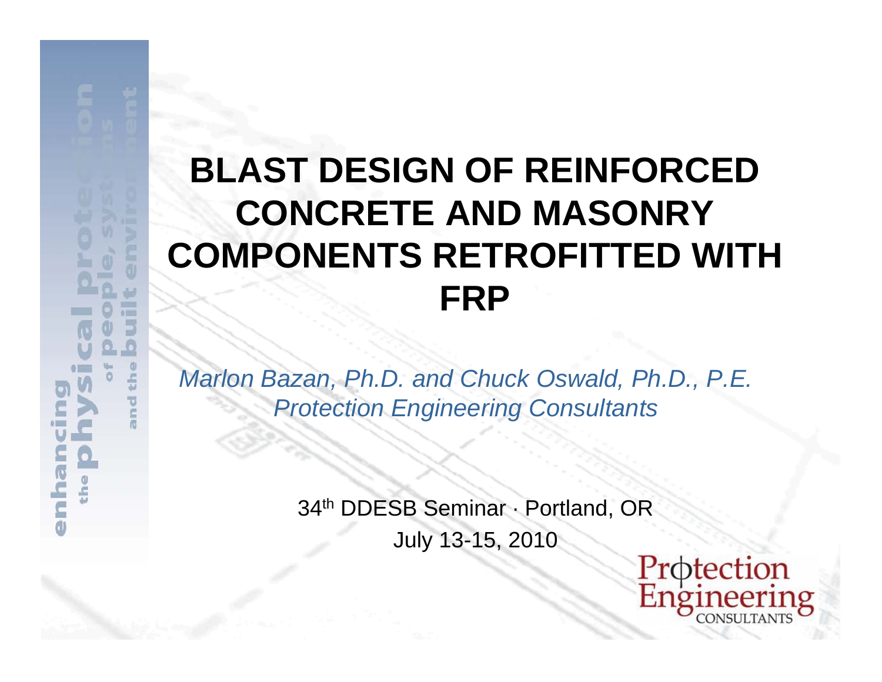# BLAST DESIGN OF REINFORCED CONCRETE AND MASONRY COMPONENTS RETROFITTED WITH FRP

*Marlon Bazan, Ph.D. and Chuck Oswald, Ph.D., P.E.*
*Protection Engineering Consultants*

34th DDESB Seminar · Portland, OR
July 13-15, 2010

Protection Engineering CONSULTANTS

enhancing the physical protection of people, systems and the built environment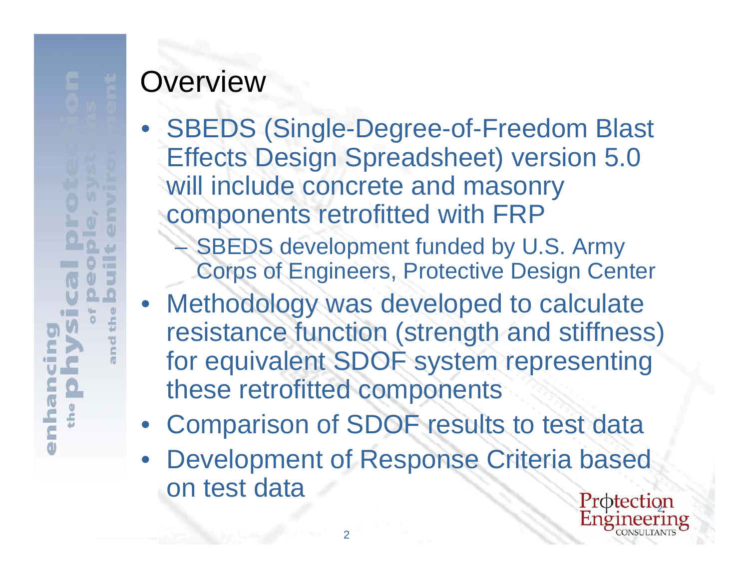# Overview

- SBEDS (Single-Degree-of-Freedom Blast Effects Design Spreadsheet) version 5.0 will include concrete and masonry components retrofitted with FRP
  - SBEDS development funded by U.S. Army Corps of Engineers, Protective Design Center
- Methodology was developed to calculate resistance function (strength and stiffness) for equivalent SDOF system representing these retrofitted components
- Comparison of SDOF results to test data
- Development of Response Criteria based on test data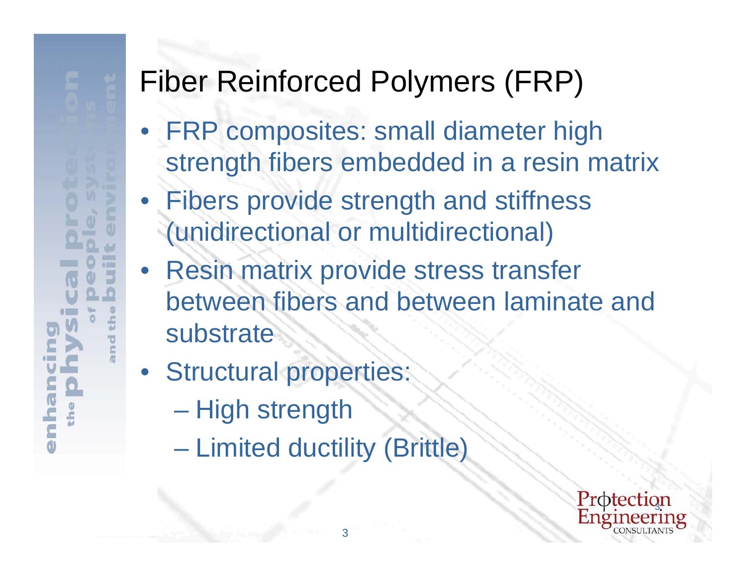# Fiber Reinforced Polymers (FRP)

- FRP composites: small diameter high strength fibers embedded in a resin matrix
- Fibers provide strength and stiffness (unidirectional or multidirectional)
- Resin matrix provide stress transfer between fibers and between laminate and substrate
- Structural properties:
  - High strength
  - Limited ductility (Brittle)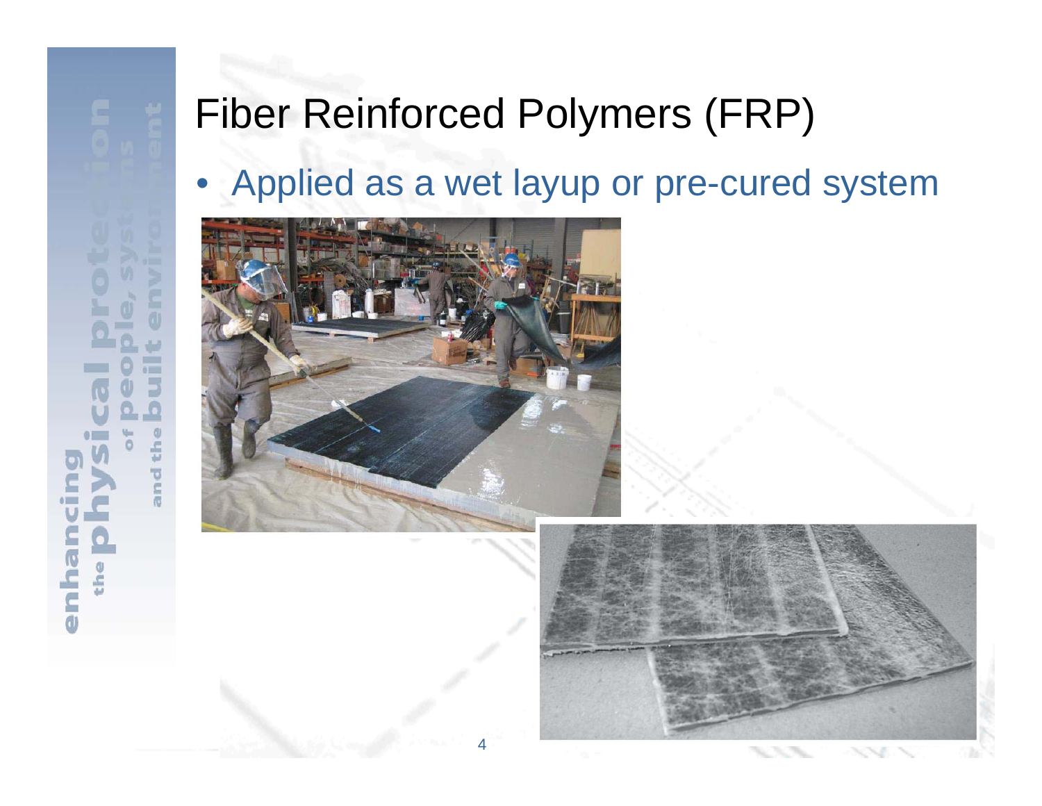# Fiber Reinforced Polymers (FRP)

- Applied as a wet layup or pre-cured system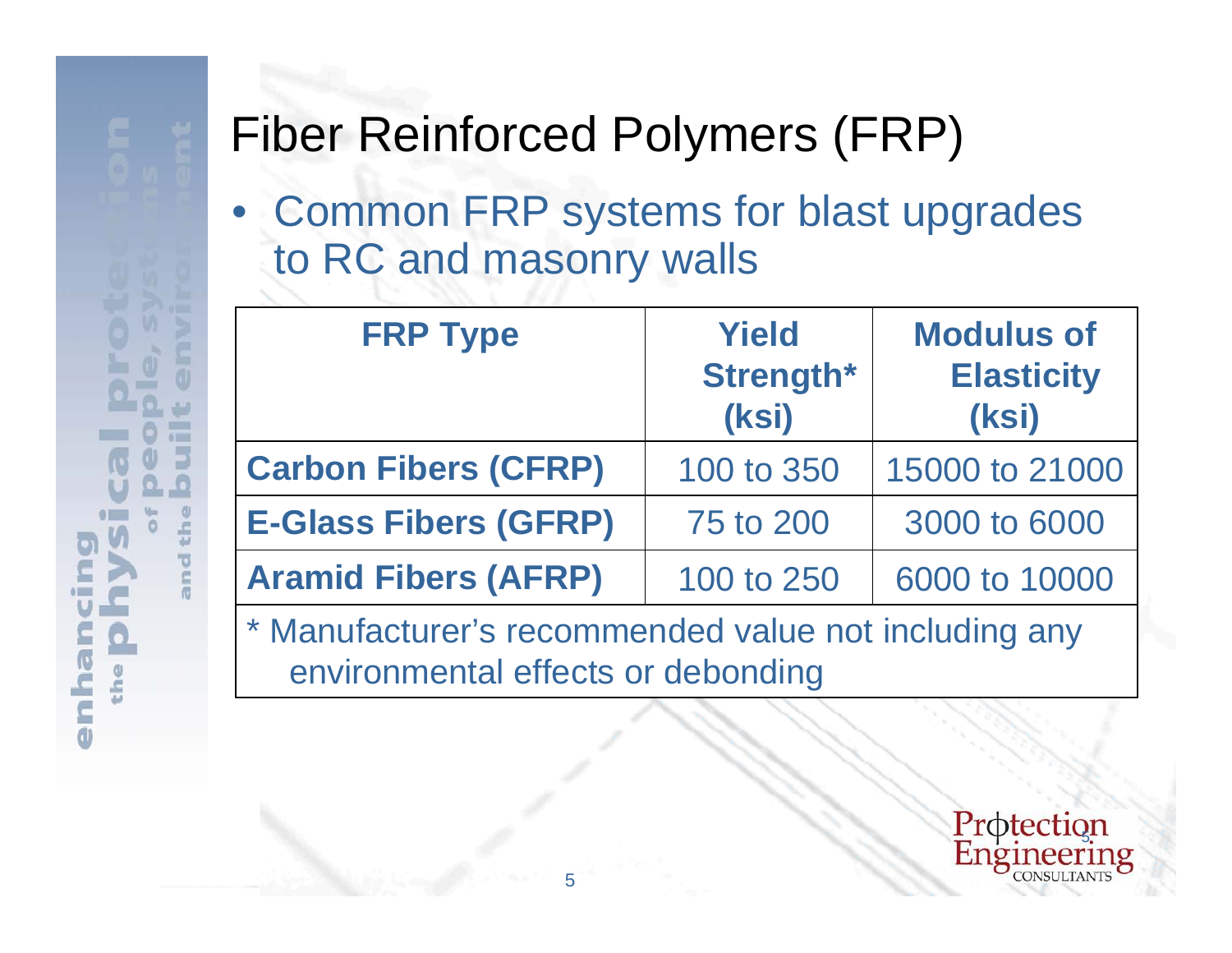# Fiber Reinforced Polymers (FRP)

- Common FRP systems for blast upgrades to RC and masonry walls

| FRP Type | Yield Strength* (ksi) | Modulus of Elasticity (ksi) |
|---|---|---|
| **Carbon Fibers (CFRP)** | 100 to 350 | 15000 to 21000 |
| **E-Glass Fibers (GFRP)** | 75 to 200 | 3000 to 6000 |
| **Aramid Fibers (AFRP)** | 100 to 250 | 6000 to 10000 |

* Manufacturer's recommended value not including any environmental effects or debonding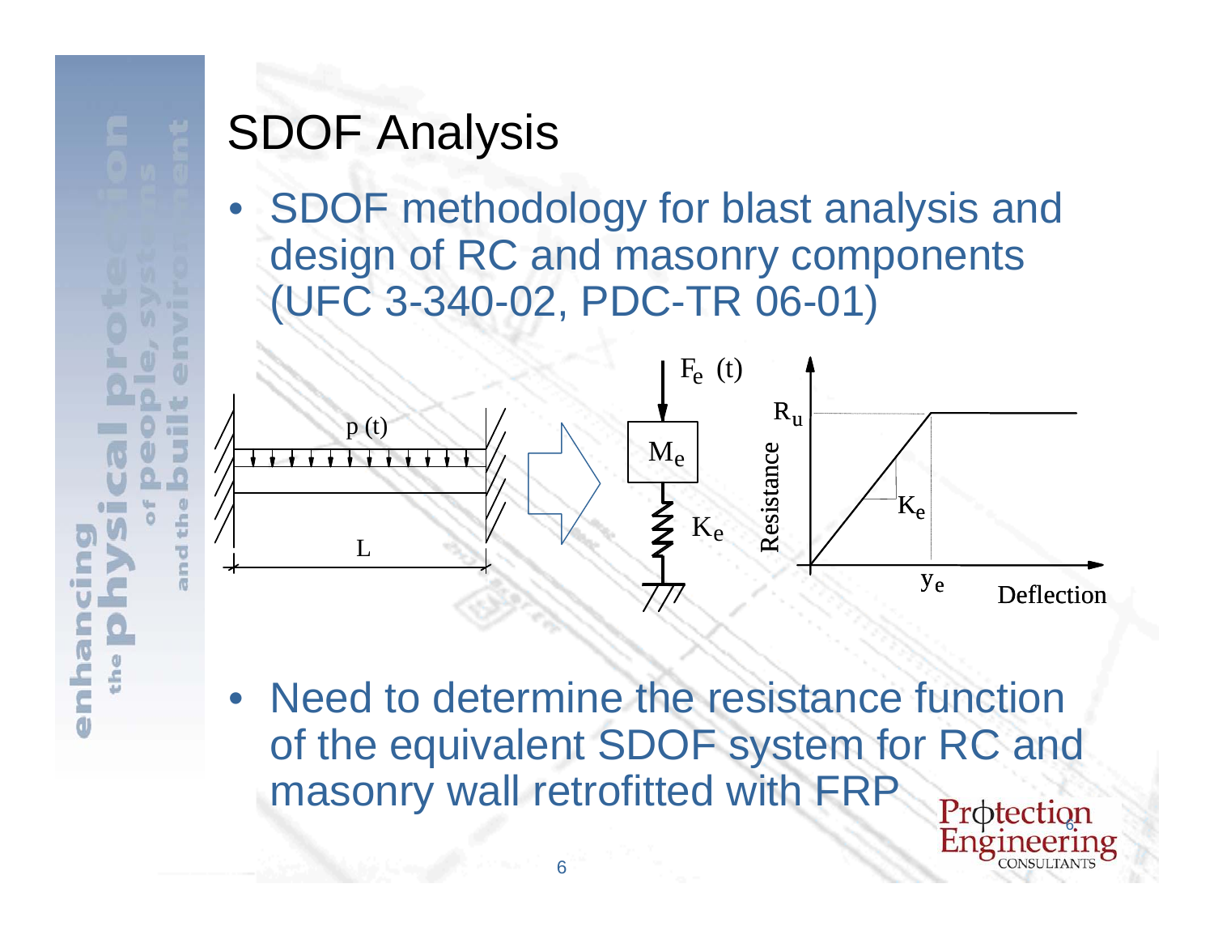# SDOF Analysis

- SDOF methodology for blast analysis and design of RC and masonry components (UFC 3-340-02, PDC-TR 06-01)

- Need to determine the resistance function of the equivalent SDOF system for RC and masonry wall retrofitted with FRP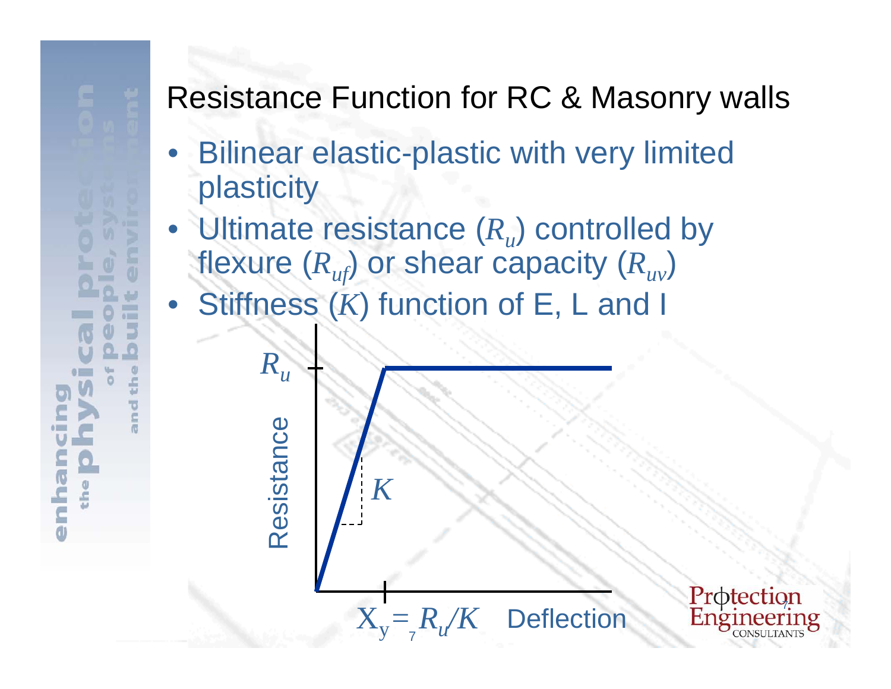# Resistance Function for RC & Masonry walls

- Bilinear elastic-plastic with very limited plasticity
- Ultimate resistance ($R_u$) controlled by flexure ($R_{uf}$) or shear capacity ($R_{uv}$)
- Stiffness ($K$) function of E, L and I

$R_u$

Resistance

$K$

$X_y = R_u/K$ Deflection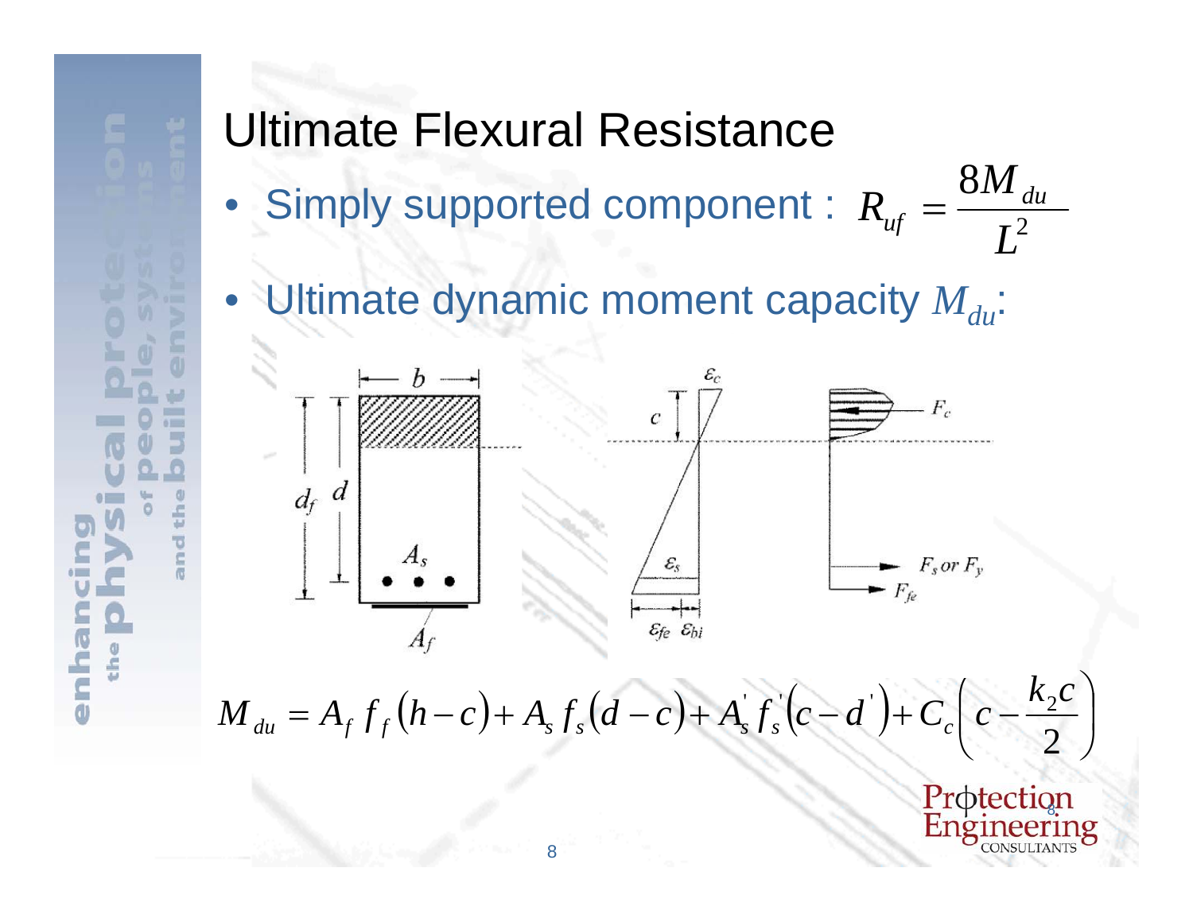# Ultimate Flexural Resistance

- Simply supported component : $R_{uf} = \dfrac{8M_{du}}{L^2}$
- Ultimate dynamic moment capacity $M_{du}$:

$$M_{du} = A_f f_f (h - c) + A_s f_s (d - c) + A_s' f_s' (c - d') + C_c \left( c - \frac{k_2 c}{2} \right)$$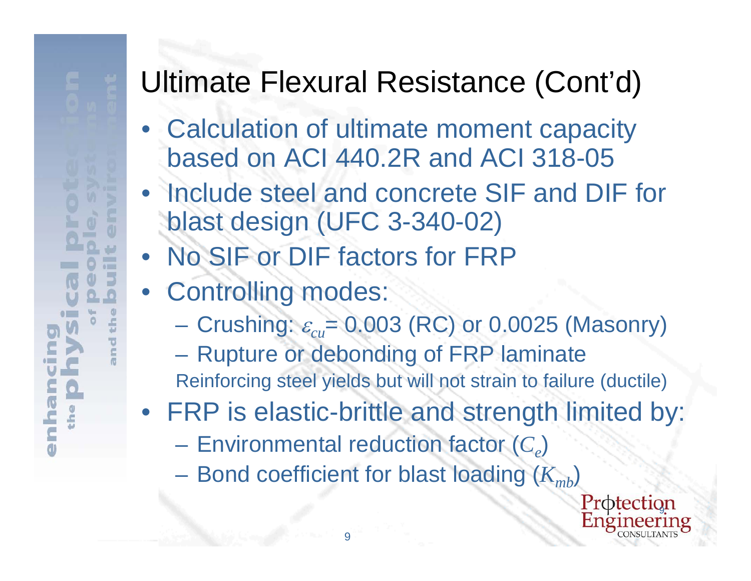# Ultimate Flexural Resistance (Cont'd)

- Calculation of ultimate moment capacity based on ACI 440.2R and ACI 318-05
- Include steel and concrete SIF and DIF for blast design (UFC 3-340-02)
- No SIF or DIF factors for FRP
- Controlling modes:
  - Crushing: $\varepsilon_{cu}$= 0.003 (RC) or 0.0025 (Masonry)
  - Rupture or debonding of FRP laminate

  Reinforcing steel yields but will not strain to failure (ductile)
- FRP is elastic-brittle and strength limited by:
  - Environmental reduction factor ($C_e$)
  - Bond coefficient for blast loading ($K_{mb}$)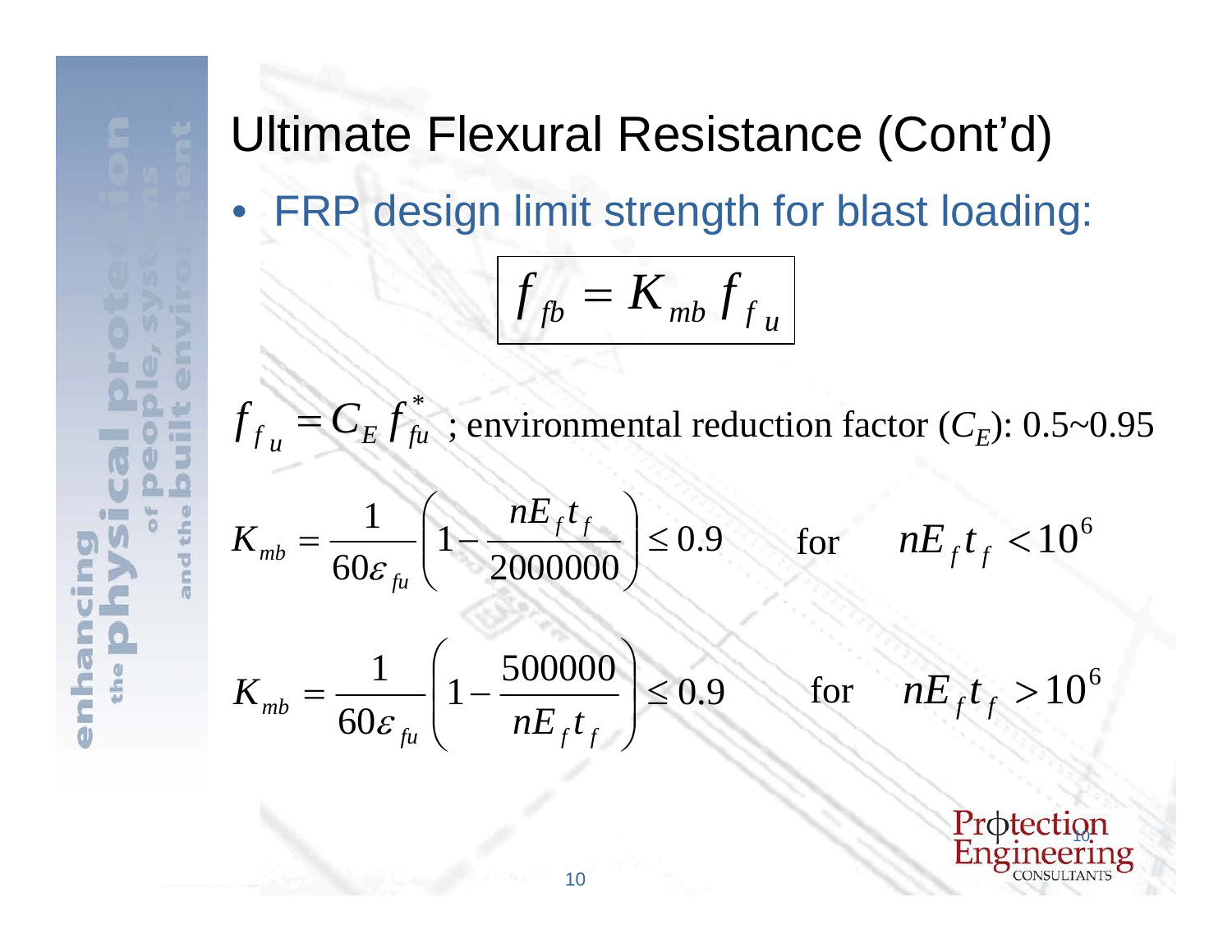# Ultimate Flexural Resistance (Cont'd)

- FRP design limit strength for blast loading:

$$\boxed{f_{fb} = K_{mb} \, f_{f_u}}$$

$f_{f_u} = C_E \, f_{fu}^{*}$ ; environmental reduction factor ($C_E$): 0.5~0.95

$$K_{mb} = \frac{1}{60\varepsilon_{fu}}\left(1 - \frac{nE_f t_f}{2000000}\right) \leq 0.9 \qquad \text{for} \qquad nE_f t_f < 10^6$$

$$K_{mb} = \frac{1}{60\varepsilon_{fu}}\left(1 - \frac{500000}{nE_f t_f}\right) \leq 0.9 \qquad \text{for} \qquad nE_f t_f > 10^6$$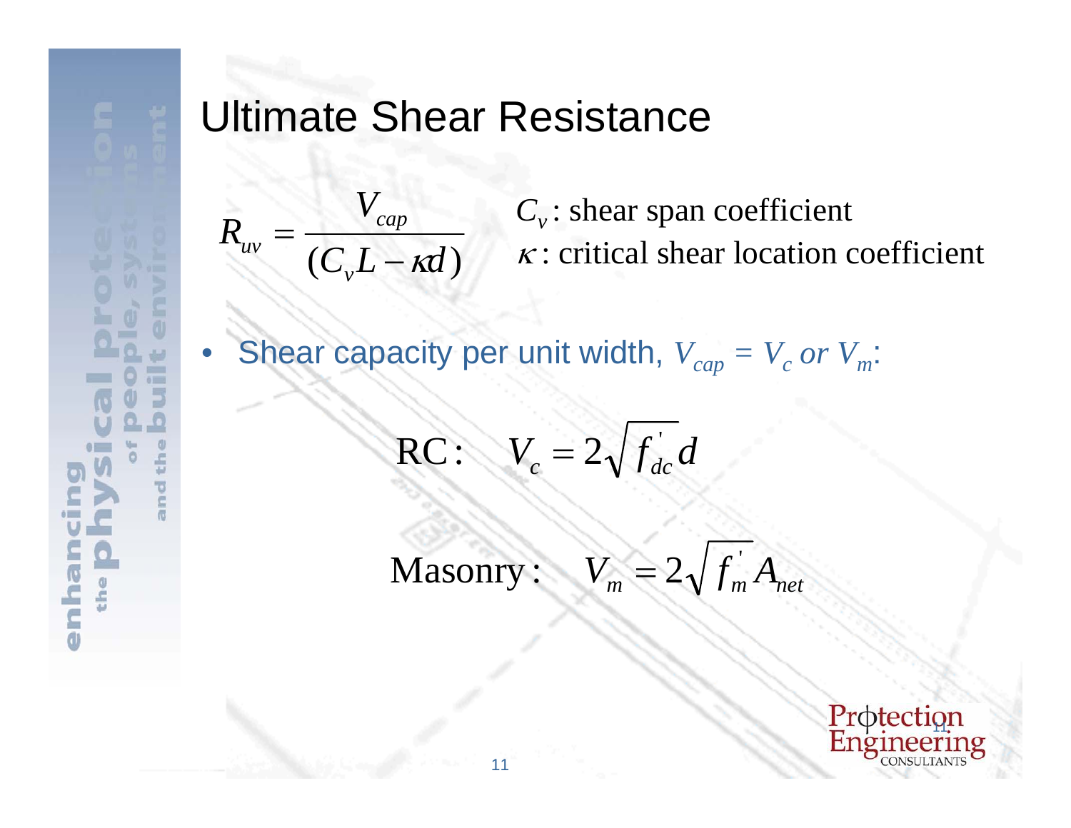# Ultimate Shear Resistance

$$R_{uv} = \frac{V_{cap}}{(C_v L - \kappa d)}$$

$C_v$: shear span coefficient

$\kappa$: critical shear location coefficient

- Shear capacity per unit width, $V_{cap} = V_c$ *or* $V_m$:

$$\text{RC:} \quad V_c = 2\sqrt{f'_{dc}}\, d$$

$$\text{Masonry:} \quad V_m = 2\sqrt{f'_m}\, A_{net}$$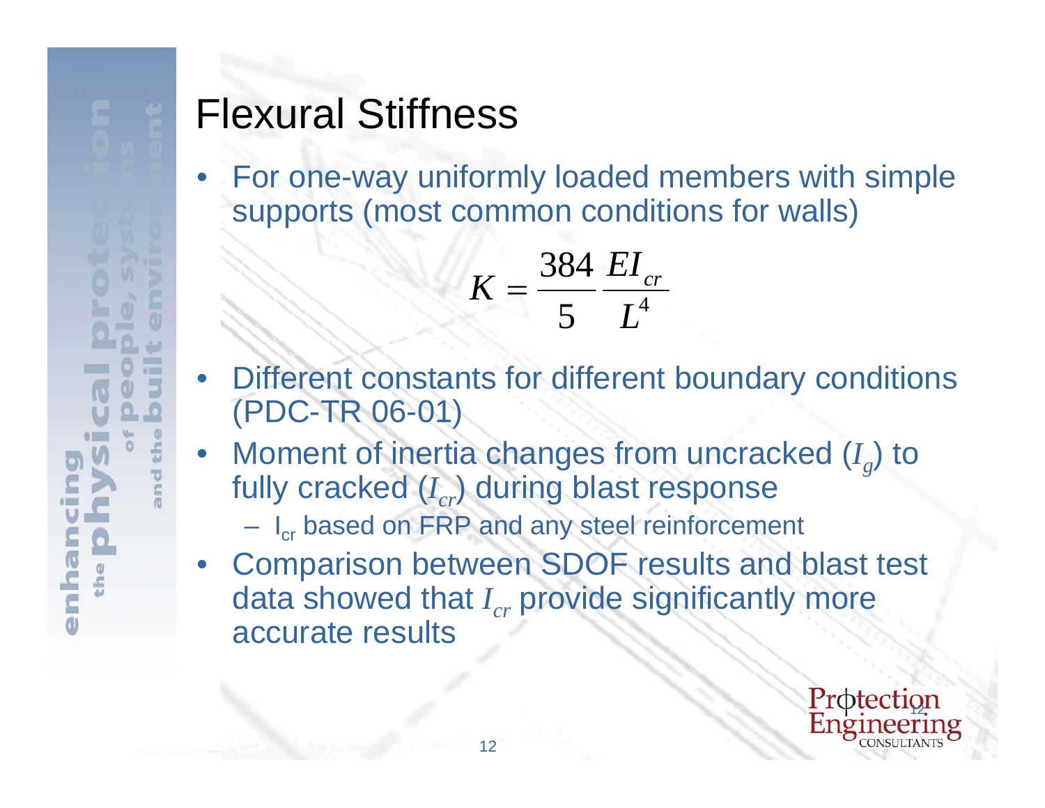# Flexural Stiffness

- For one-way uniformly loaded members with simple supports (most common conditions for walls)

$$K = \frac{384}{5}\frac{EI_{cr}}{L^4}$$

- Different constants for different boundary conditions (PDC-TR 06-01)
- Moment of inertia changes from uncracked ($I_g$) to fully cracked ($I_{cr}$) during blast response
  - $I_{cr}$ based on FRP and any steel reinforcement
- Comparison between SDOF results and blast test data showed that $I_{cr}$ provide significantly more accurate results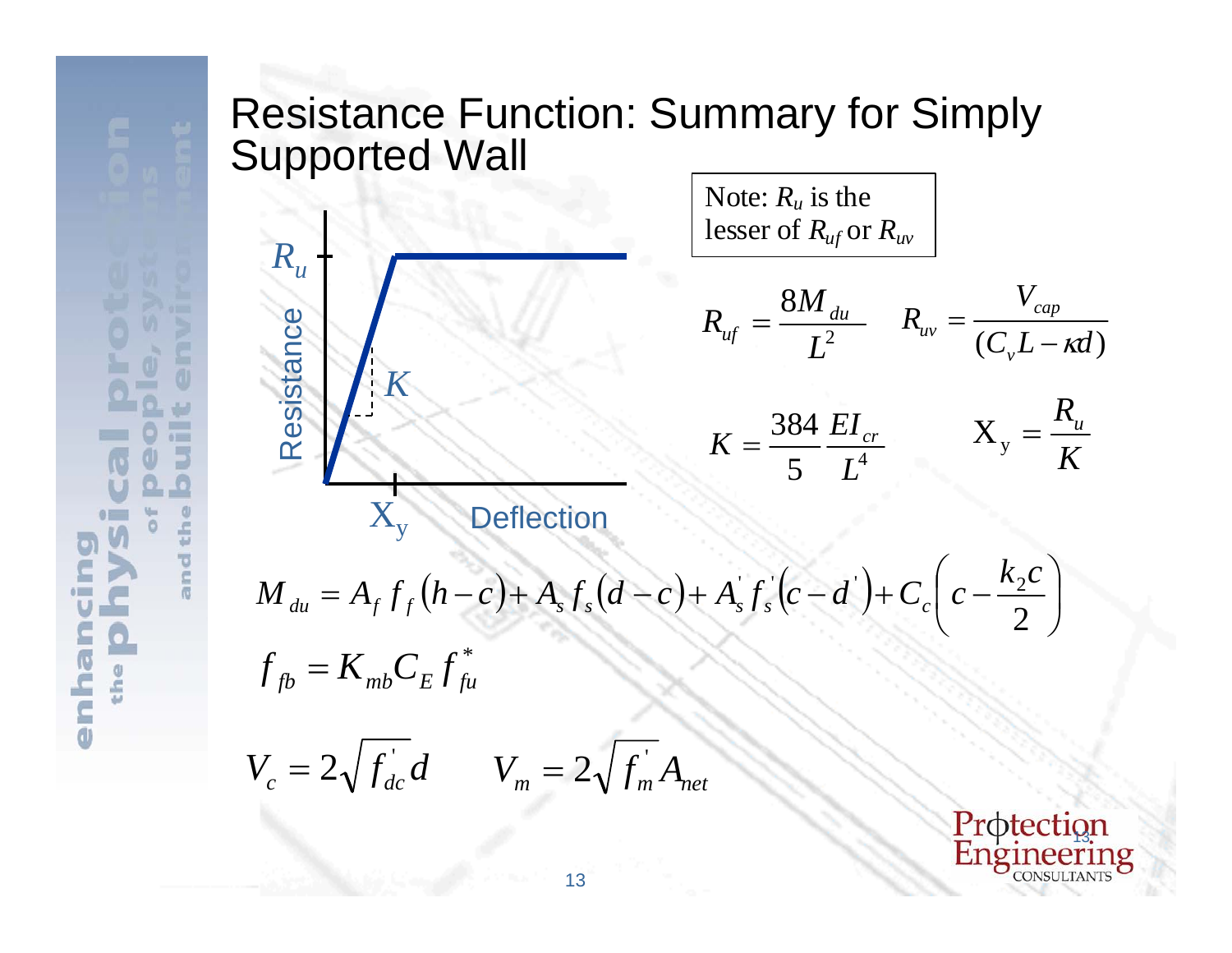# Resistance Function: Summary for Simply Supported Wall

Note: $R_u$ is the lesser of $R_{uf}$ or $R_{uv}$

$$R_{uf} = \frac{8M_{du}}{L^2} \qquad R_{uv} = \frac{V_{cap}}{(C_v L - \kappa d)}$$

$$K = \frac{384}{5}\frac{EI_{cr}}{L^4} \qquad X_y = \frac{R_u}{K}$$

$$M_{du} = A_f f_f (h-c) + A_s f_s (d-c) + A_s^{'} f_s^{'} (c-d^{'}) + C_c \left( c - \frac{k_2 c}{2} \right)$$

$$f_{fb} = K_{mb} C_E f_{fu}^{*}$$

$$V_c = 2\sqrt{f_{dc}^{'}}\, d \qquad V_m = 2\sqrt{f_m^{'}}\, A_{net}$$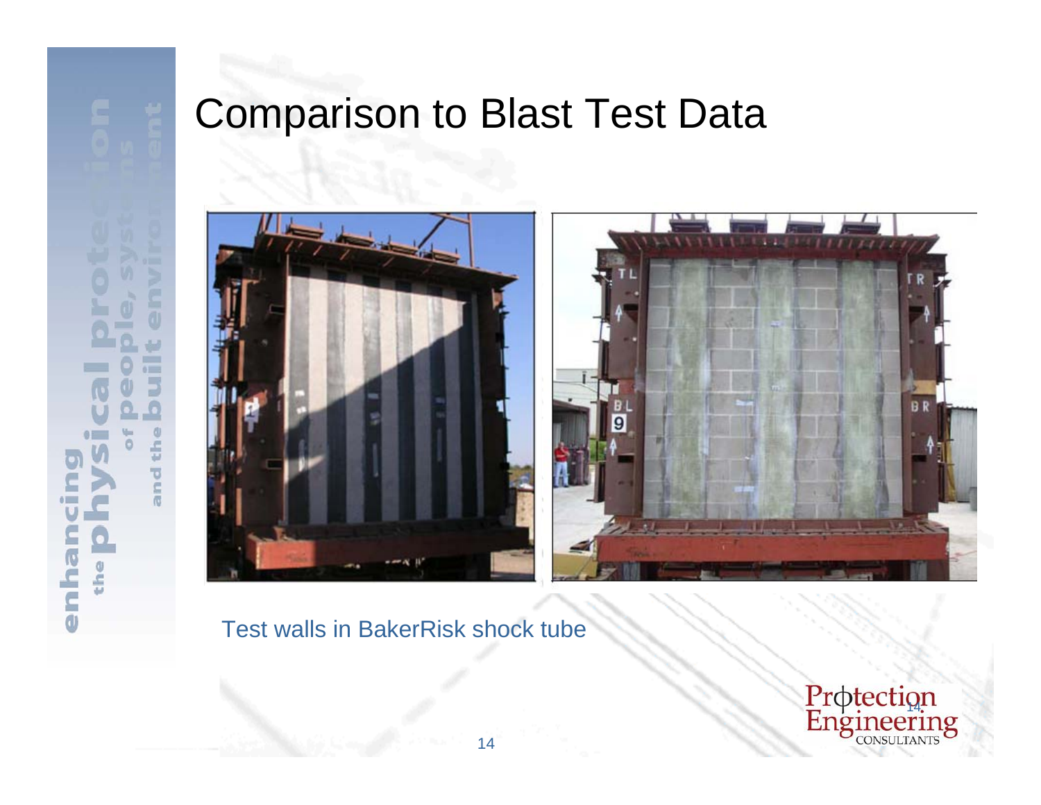# Comparison to Blast Test Data

Test walls in BakerRisk shock tube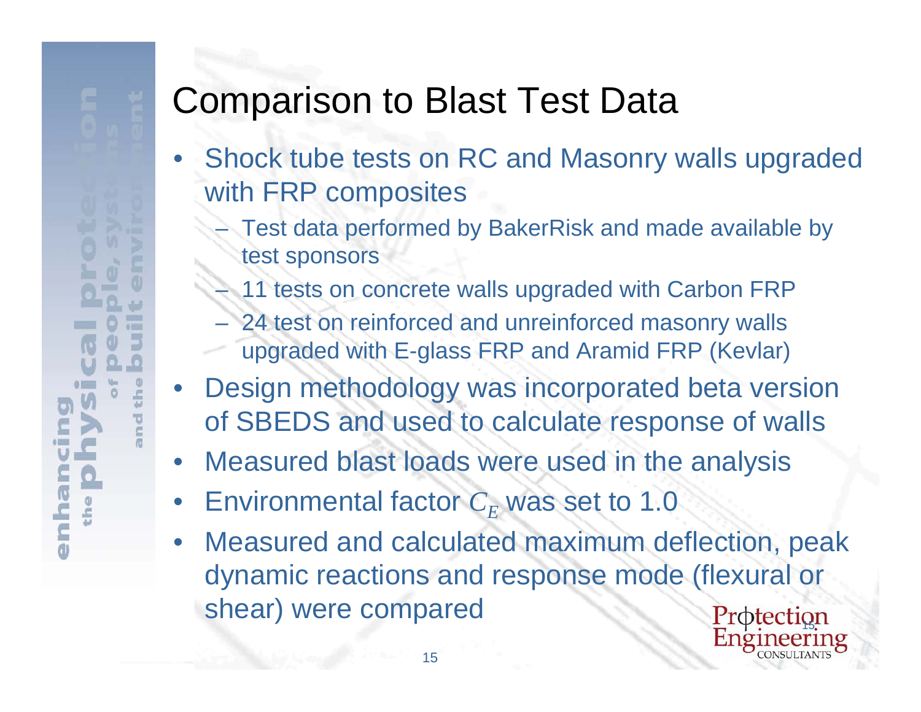# Comparison to Blast Test Data

- Shock tube tests on RC and Masonry walls upgraded with FRP composites
  - Test data performed by BakerRisk and made available by test sponsors
  - 11 tests on concrete walls upgraded with Carbon FRP
  - 24 test on reinforced and unreinforced masonry walls upgraded with E-glass FRP and Aramid FRP (Kevlar)
- Design methodology was incorporated beta version of SBEDS and used to calculate response of walls
- Measured blast loads were used in the analysis
- Environmental factor $C_E$ was set to 1.0
- Measured and calculated maximum deflection, peak dynamic reactions and response mode (flexural or shear) were compared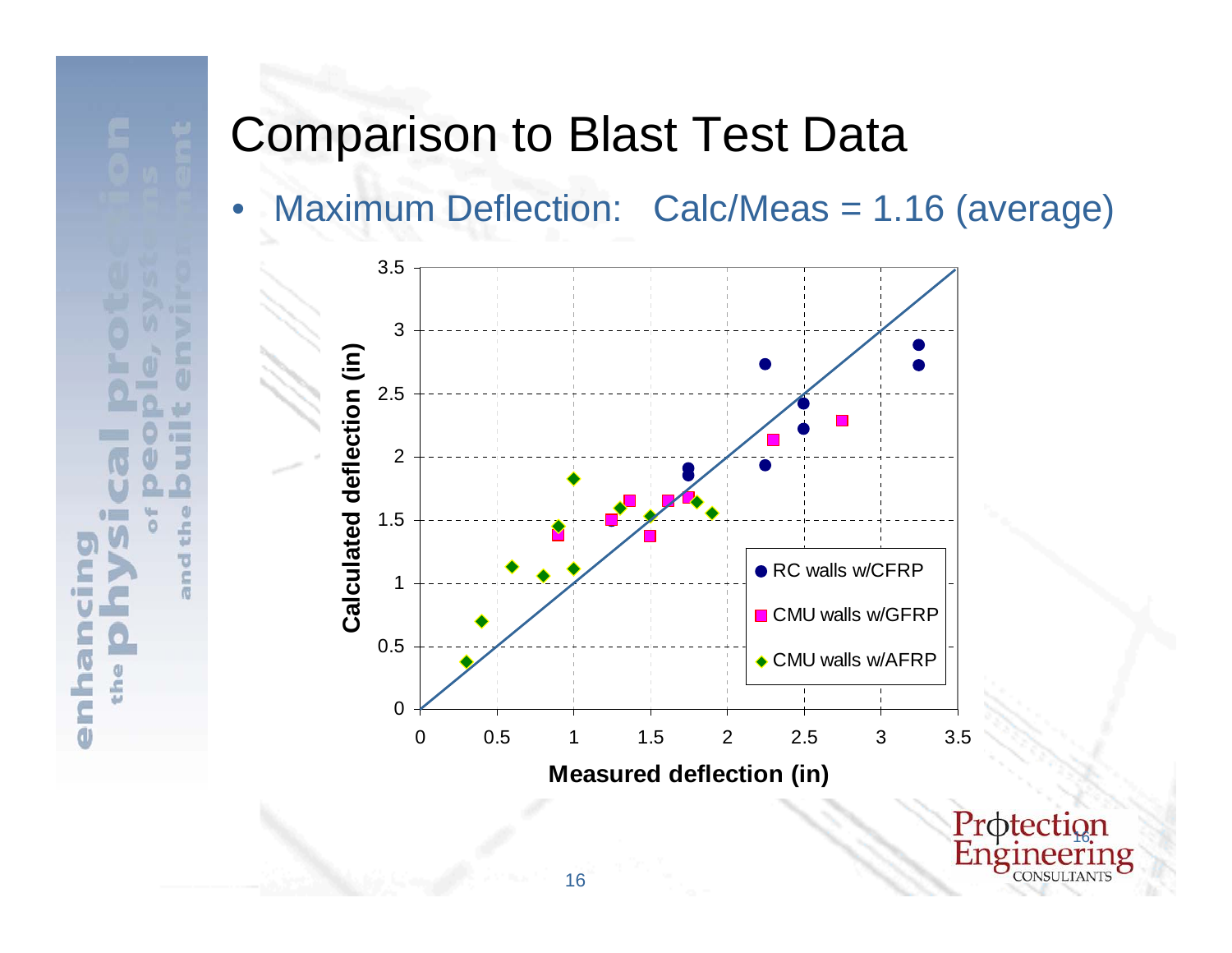# Comparison to Blast Test Data

- Maximum Deflection: Calc/Meas = 1.16 (average)

Calculated deflection (in)

Measured deflection (in)

- RC walls w/CFRP
- CMU walls w/GFRP
- CMU walls w/AFRP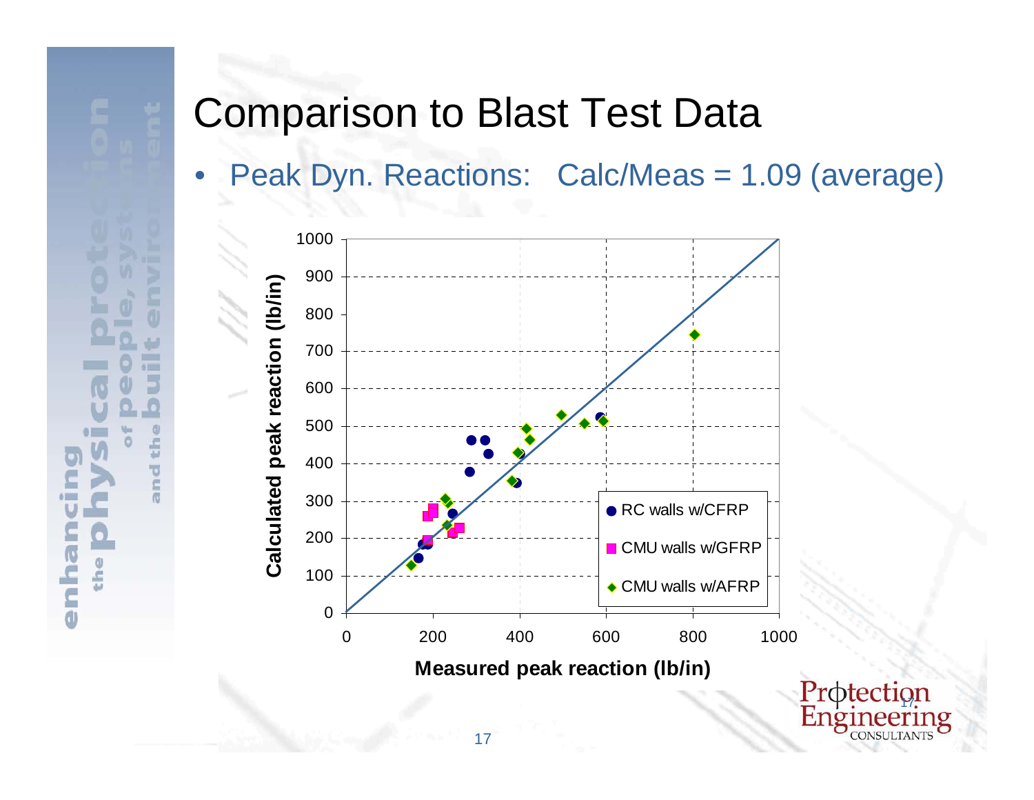# Comparison to Blast Test Data

- Peak Dyn. Reactions: Calc/Meas = 1.09 (average)

Calculated peak reaction (lb/in)

Measured peak reaction (lb/in)

- RC walls w/CFRP
- CMU walls w/GFRP
- CMU walls w/AFRP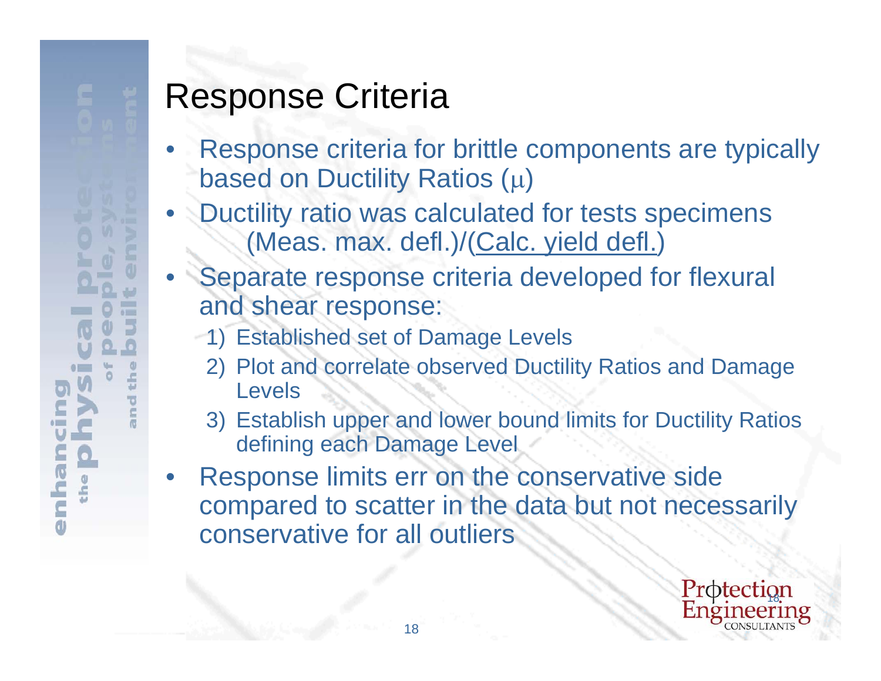# Response Criteria

- Response criteria for brittle components are typically based on Ductility Ratios ($\mu$)
- Ductility ratio was calculated for tests specimens
  (Meas. max. defl.)/(Calc. yield defl.)
- Separate response criteria developed for flexural and shear response:
  1) Established set of Damage Levels
  2) Plot and correlate observed Ductility Ratios and Damage Levels
  3) Establish upper and lower bound limits for Ductility Ratios defining each Damage Level
- Response limits err on the conservative side compared to scatter in the data but not necessarily conservative for all outliers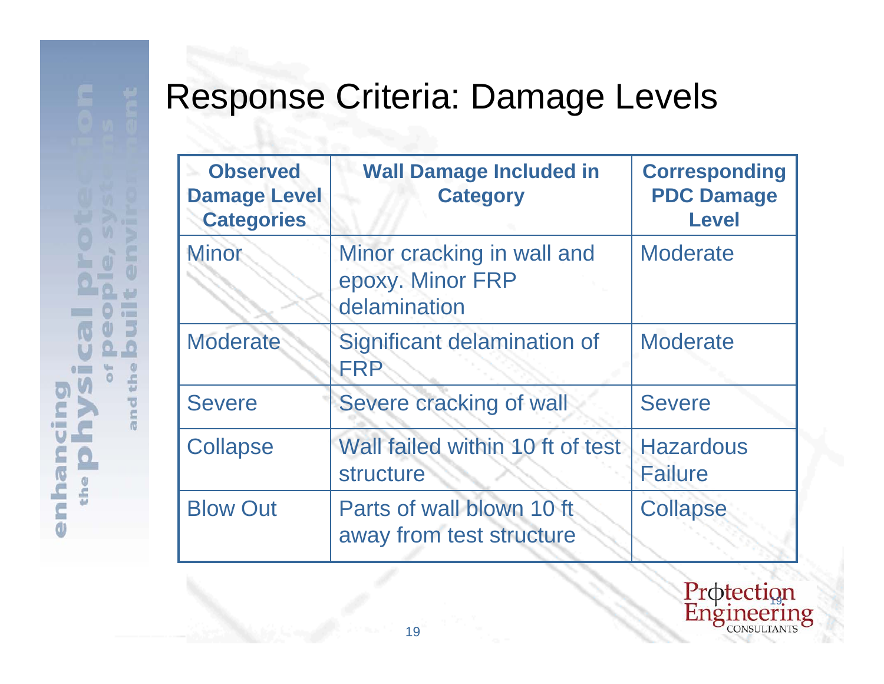# Response Criteria: Damage Levels

| Observed Damage Level Categories | Wall Damage Included in Category | Corresponding PDC Damage Level |
|---|---|---|
| Minor | Minor cracking in wall and epoxy. Minor FRP delamination | Moderate |
| Moderate | Significant delamination of FRP | Moderate |
| Severe | Severe cracking of wall | Severe |
| Collapse | Wall failed within 10 ft of test structure | Hazardous Failure |
| Blow Out | Parts of wall blown 10 ft away from test structure | Collapse |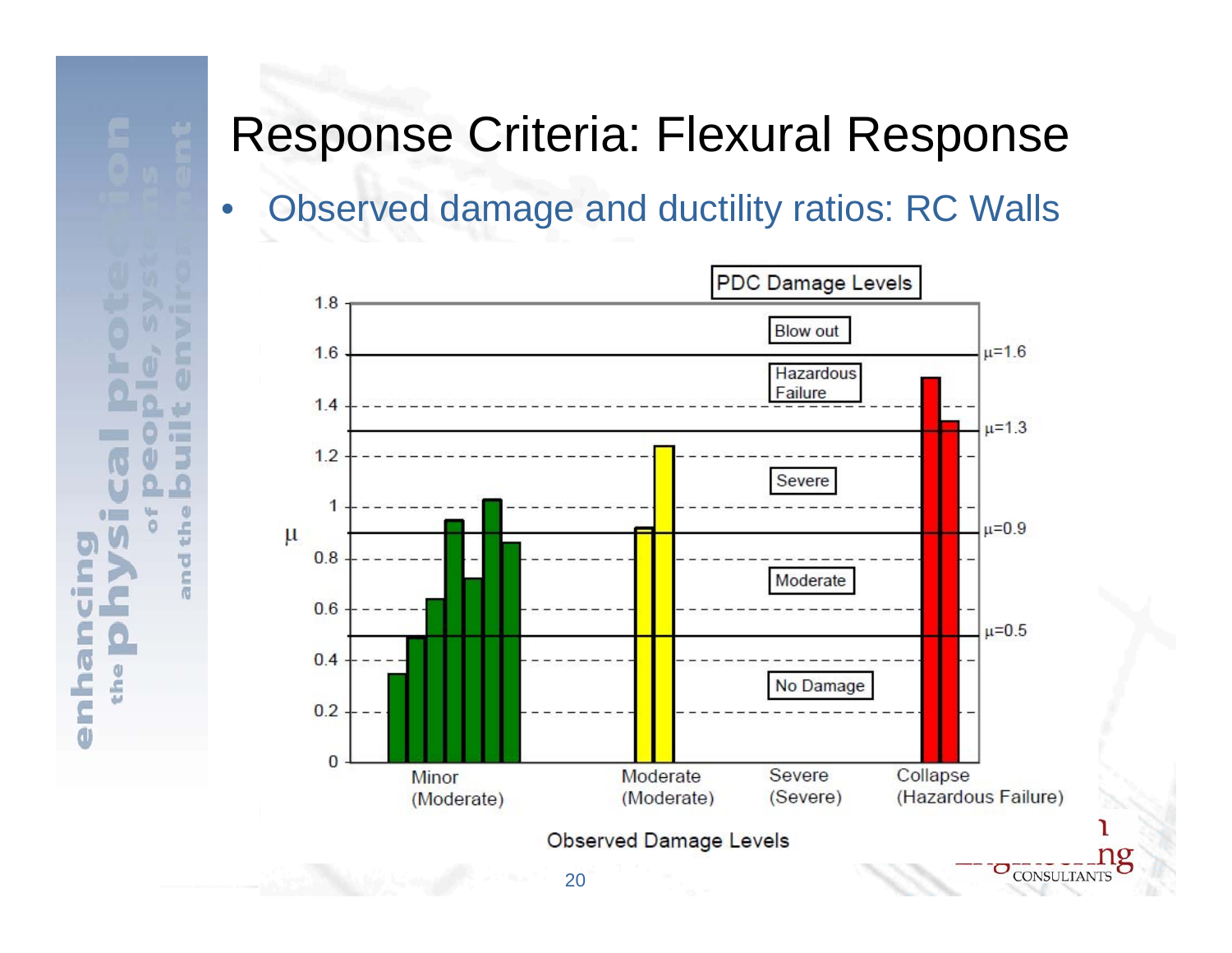# Response Criteria: Flexural Response

- Observed damage and ductility ratios: RC Walls

PDC Damage Levels

Blow out

$\mu$=1.6

Hazardous Failure

$\mu$=1.3

Severe

$\mu$=0.9

Moderate

$\mu$=0.5

No Damage

$\mu$

1.8, 1.6, 1.4, 1.2, 1, 0.8, 0.6, 0.4, 0.2, 0

Minor (Moderate) | Moderate (Moderate) | Severe (Severe) | Collapse (Hazardous Failure)

Observed Damage Levels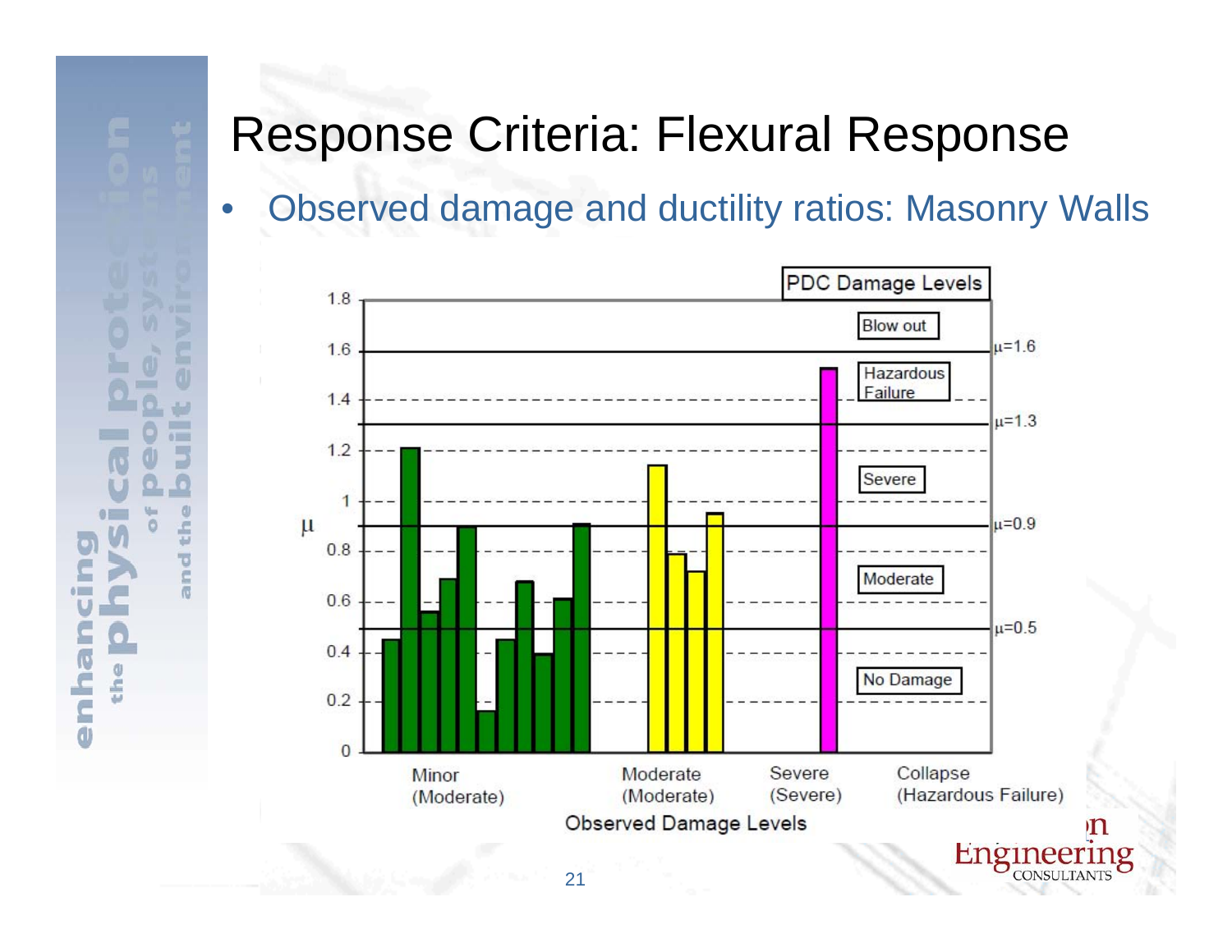# Response Criteria: Flexural Response

- Observed damage and ductility ratios: Masonry Walls

PDC Damage Levels

Blow out

$\mu$=1.6

Hazardous Failure

$\mu$=1.3

Severe

$\mu$=0.9

Moderate

$\mu$=0.5

No Damage

$\mu$

Minor (Moderate) | Moderate (Moderate) | Severe (Severe) | Collapse (Hazardous Failure)

Observed Damage Levels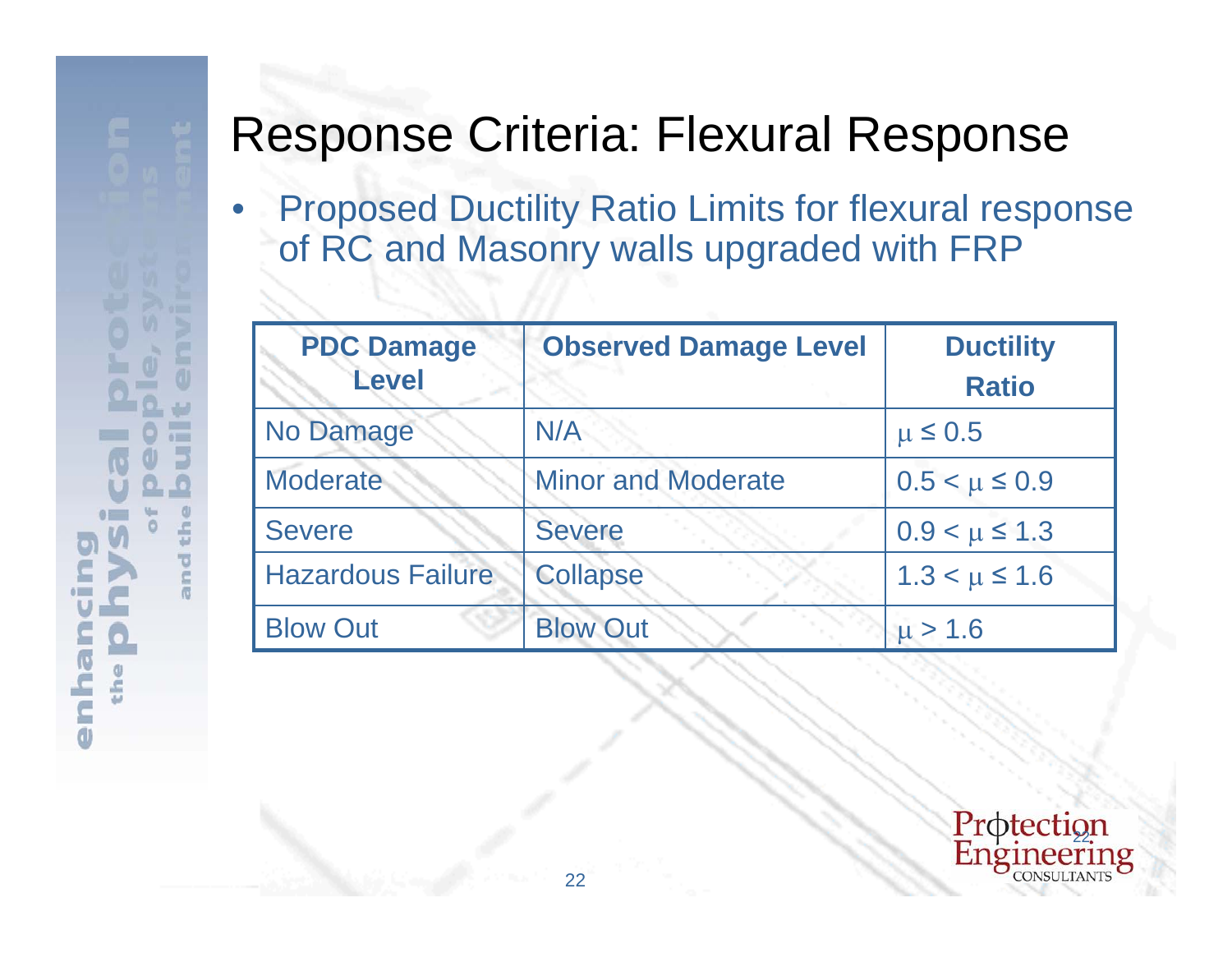# Response Criteria: Flexural Response

- Proposed Ductility Ratio Limits for flexural response of RC and Masonry walls upgraded with FRP

| PDC Damage Level | Observed Damage Level | Ductility Ratio |
|---|---|---|
| No Damage | N/A | $\mu \leq 0.5$ |
| Moderate | Minor and Moderate | $0.5 < \mu \leq 0.9$ |
| Severe | Severe | $0.9 < \mu \leq 1.3$ |
| Hazardous Failure | Collapse | $1.3 < \mu \leq 1.6$ |
| Blow Out | Blow Out | $\mu > 1.6$ |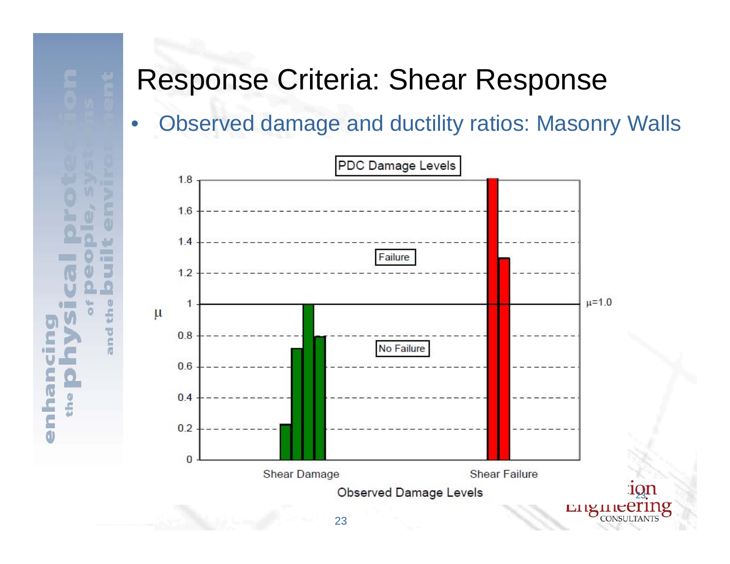# Response Criteria: Shear Response

- Observed damage and ductility ratios: Masonry Walls

PDC Damage Levels

Failure

No Failure

$\mu$

$\mu$=1.0

Shear Damage

Shear Failure

Observed Damage Levels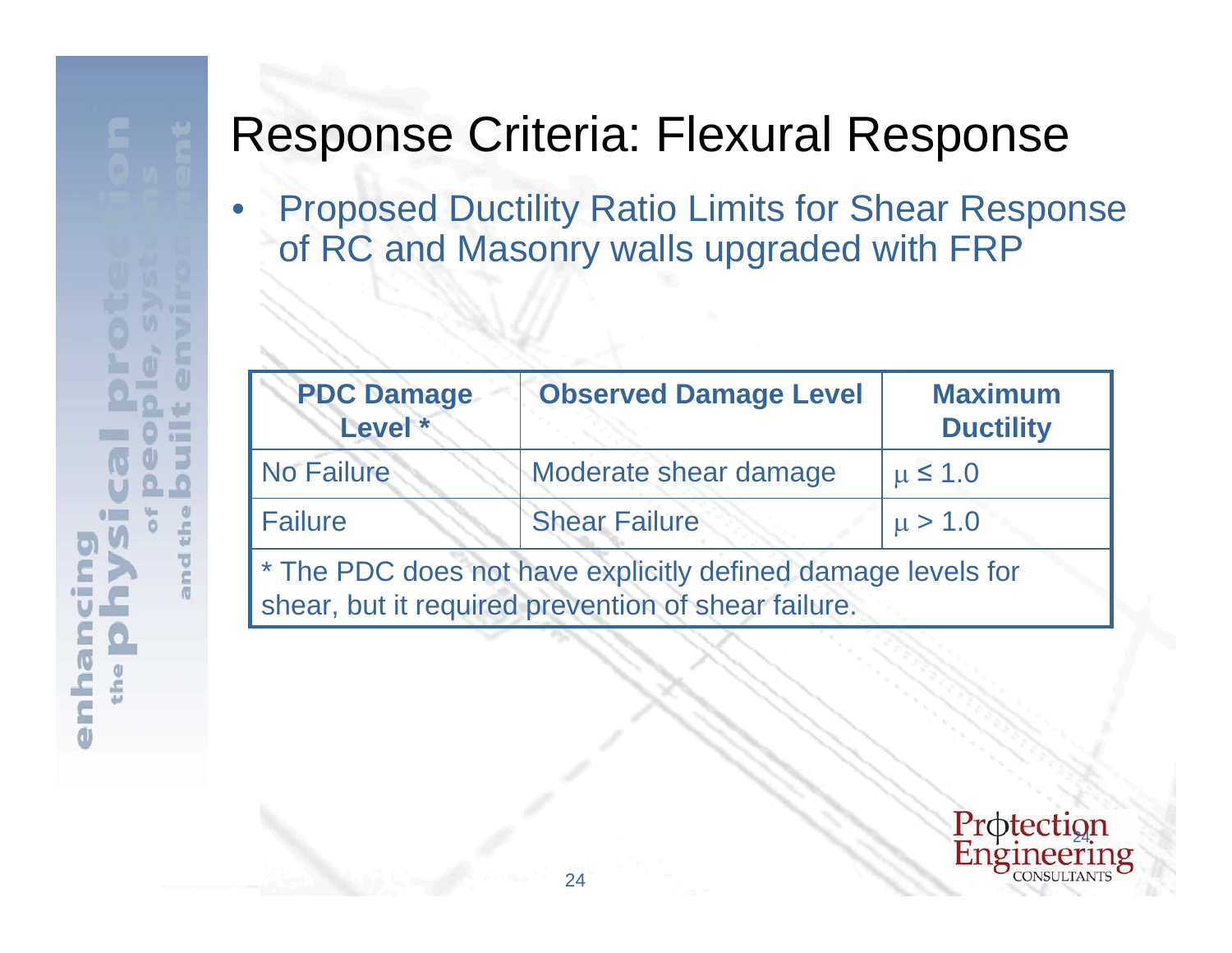# Response Criteria: Flexural Response

- Proposed Ductility Ratio Limits for Shear Response of RC and Masonry walls upgraded with FRP

| PDC Damage Level * | Observed Damage Level | Maximum Ductility |
|---|---|---|
| No Failure | Moderate shear damage | $\mu \leq 1.0$ |
| Failure | Shear Failure | $\mu > 1.0$ |

* The PDC does not have explicitly defined damage levels for shear, but it required prevention of shear failure.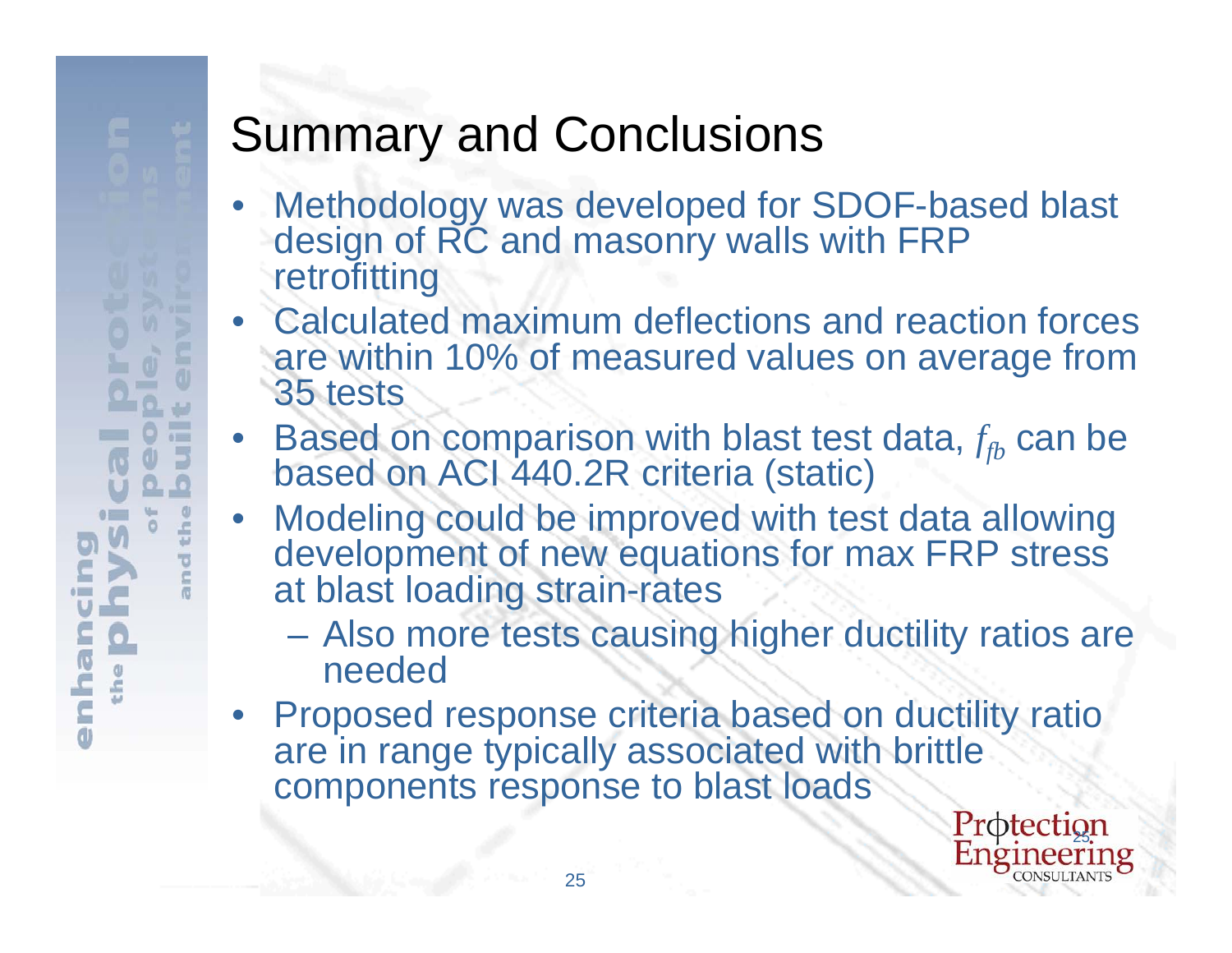# Summary and Conclusions

- Methodology was developed for SDOF-based blast design of RC and masonry walls with FRP retrofitting
- Calculated maximum deflections and reaction forces are within 10% of measured values on average from 35 tests
- Based on comparison with blast test data, $f_{fb}$ can be based on ACI 440.2R criteria (static)
- Modeling could be improved with test data allowing development of new equations for max FRP stress at blast loading strain-rates
  - Also more tests causing higher ductility ratios are needed
- Proposed response criteria based on ductility ratio are in range typically associated with brittle components response to blast loads